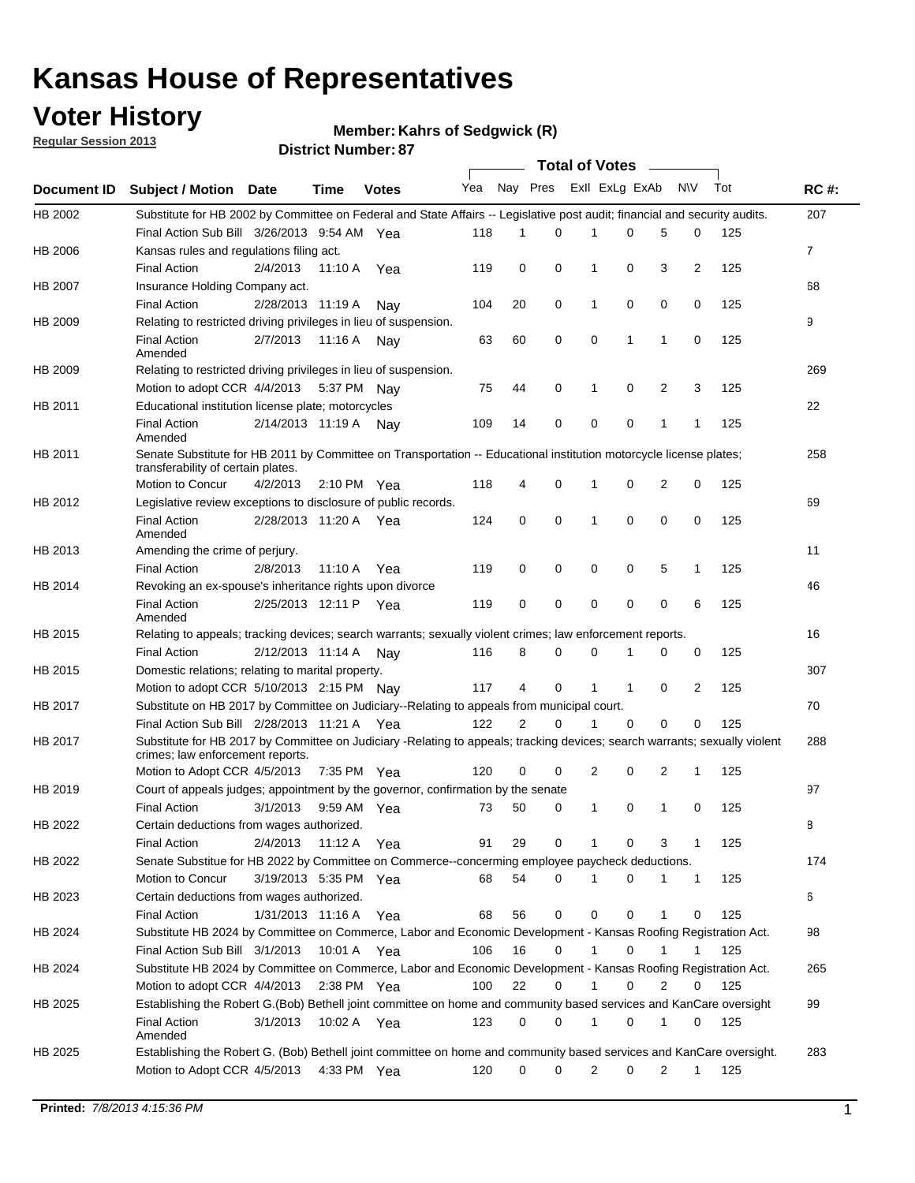# Kansas House of Representatives

## Voter History

**Regular Session 2013**

**Member: Kahrs of Sedgwick (R)**

**District Number: 87**

| Document ID | Subject / Motion | Date | Time | Votes | Yea | Nay | Pres | ExII | ExLg | ExAb | N\V | Tot | RC #: |
|---|---|---|---|---|---|---|---|---|---|---|---|---|---|
| HB 2002 | Substitute for HB 2002 by Committee on Federal and State Affairs -- Legislative post audit; financial and security audits. | | | | | | | | | | | | 207 |
| | Final Action Sub Bill | 3/26/2013 | 9:54 AM | Yea | 118 | 1 | 0 | 1 | 0 | 5 | 0 | 125 | |
| HB 2006 | Kansas rules and regulations filing act. | | | | | | | | | | | | 7 |
| | Final Action | 2/4/2013 | 11:10 A | Yea | 119 | 0 | 0 | 1 | 0 | 3 | 2 | 125 | |
| HB 2007 | Insurance Holding Company act. | | | | | | | | | | | | 68 |
| | Final Action | 2/28/2013 | 11:19 A | Nay | 104 | 20 | 0 | 1 | 0 | 0 | 0 | 125 | |
| HB 2009 | Relating to restricted driving privileges in lieu of suspension. | | | | | | | | | | | | 9 |
| | Final Action Amended | 2/7/2013 | 11:16 A | Nay | 63 | 60 | 0 | 0 | 1 | 1 | 0 | 125 | |
| HB 2009 | Relating to restricted driving privileges in lieu of suspension. | | | | | | | | | | | | 269 |
| | Motion to adopt CCR | 4/4/2013 | 5:37 PM | Nay | 75 | 44 | 0 | 1 | 0 | 2 | 3 | 125 | |
| HB 2011 | Educational institution license plate; motorcycles | | | | | | | | | | | | 22 |
| | Final Action Amended | 2/14/2013 | 11:19 A | Nay | 109 | 14 | 0 | 0 | 0 | 1 | 1 | 125 | |
| HB 2011 | Senate Substitute for HB 2011 by Committee on Transportation -- Educational institution motorcycle license plates; transferability of certain plates. | | | | | | | | | | | | 258 |
| | Motion to Concur | 4/2/2013 | 2:10 PM | Yea | 118 | 4 | 0 | 1 | 0 | 2 | 0 | 125 | |
| HB 2012 | Legislative review exceptions to disclosure of public records. | | | | | | | | | | | | 69 |
| | Final Action Amended | 2/28/2013 | 11:20 A | Yea | 124 | 0 | 0 | 1 | 0 | 0 | 0 | 125 | |
| HB 2013 | Amending the crime of perjury. | | | | | | | | | | | | 11 |
| | Final Action | 2/8/2013 | 11:10 A | Yea | 119 | 0 | 0 | 0 | 0 | 5 | 1 | 125 | |
| HB 2014 | Revoking an ex-spouse's inheritance rights upon divorce | | | | | | | | | | | | 46 |
| | Final Action Amended | 2/25/2013 | 12:11 P | Yea | 119 | 0 | 0 | 0 | 0 | 0 | 6 | 125 | |
| HB 2015 | Relating to appeals; tracking devices; search warrants; sexually violent crimes; law enforcement reports. | | | | | | | | | | | | 16 |
| | Final Action | 2/12/2013 | 11:14 A | Nay | 116 | 8 | 0 | 0 | 1 | 0 | 0 | 125 | |
| HB 2015 | Domestic relations; relating to marital property. | | | | | | | | | | | | 307 |
| | Motion to adopt CCR | 5/10/2013 | 2:15 PM | Nay | 117 | 4 | 0 | 1 | 1 | 0 | 2 | 125 | |
| HB 2017 | Substitute on HB 2017 by Committee on Judiciary--Relating to appeals from municipal court. | | | | | | | | | | | | 70 |
| | Final Action Sub Bill | 2/28/2013 | 11:21 A | Yea | 122 | 2 | 0 | 1 | 0 | 0 | 0 | 125 | |
| HB 2017 | Substitute for HB 2017 by Committee on Judiciary -Relating to appeals; tracking devices; search warrants; sexually violent crimes; law enforcement reports. | | | | | | | | | | | | 288 |
| | Motion to Adopt CCR | 4/5/2013 | 7:35 PM | Yea | 120 | 0 | 0 | 2 | 0 | 2 | 1 | 125 | |
| HB 2019 | Court of appeals judges; appointment by the governor, confirmation by the senate | | | | | | | | | | | | 97 |
| | Final Action | 3/1/2013 | 9:59 AM | Yea | 73 | 50 | 0 | 1 | 0 | 1 | 0 | 125 | |
| HB 2022 | Certain deductions from wages authorized. | | | | | | | | | | | | 8 |
| | Final Action | 2/4/2013 | 11:12 A | Yea | 91 | 29 | 0 | 1 | 0 | 3 | 1 | 125 | |
| HB 2022 | Senate Substitue for HB 2022 by Committee on Commerce--concerning employee paycheck deductions. | | | | | | | | | | | | 174 |
| | Motion to Concur | 3/19/2013 | 5:35 PM | Yea | 68 | 54 | 0 | 1 | 0 | 1 | 1 | 125 | |
| HB 2023 | Certain deductions from wages authorized. | | | | | | | | | | | | 6 |
| | Final Action | 1/31/2013 | 11:16 A | Yea | 68 | 56 | 0 | 0 | 0 | 1 | 0 | 125 | |
| HB 2024 | Substitute HB 2024 by Committee on Commerce, Labor and Economic Development - Kansas Roofing Registration Act. | | | | | | | | | | | | 98 |
| | Final Action Sub Bill | 3/1/2013 | 10:01 A | Yea | 106 | 16 | 0 | 1 | 0 | 1 | 1 | 125 | |
| HB 2024 | Substitute HB 2024 by Committee on Commerce, Labor and Economic Development - Kansas Roofing Registration Act. | | | | | | | | | | | | 265 |
| | Motion to adopt CCR | 4/4/2013 | 2:38 PM | Yea | 100 | 22 | 0 | 1 | 0 | 2 | 0 | 125 | |
| HB 2025 | Establishing the Robert G.(Bob) Bethell joint committee on home and community based services and KanCare oversight | | | | | | | | | | | | 99 |
| | Final Action Amended | 3/1/2013 | 10:02 A | Yea | 123 | 0 | 0 | 1 | 0 | 1 | 0 | 125 | |
| HB 2025 | Establishing the Robert G. (Bob) Bethell joint committee on home and community based services and KanCare oversight. | | | | | | | | | | | | 283 |
| | Motion to Adopt CCR | 4/5/2013 | 4:33 PM | Yea | 120 | 0 | 0 | 2 | 0 | 2 | 1 | 125 | |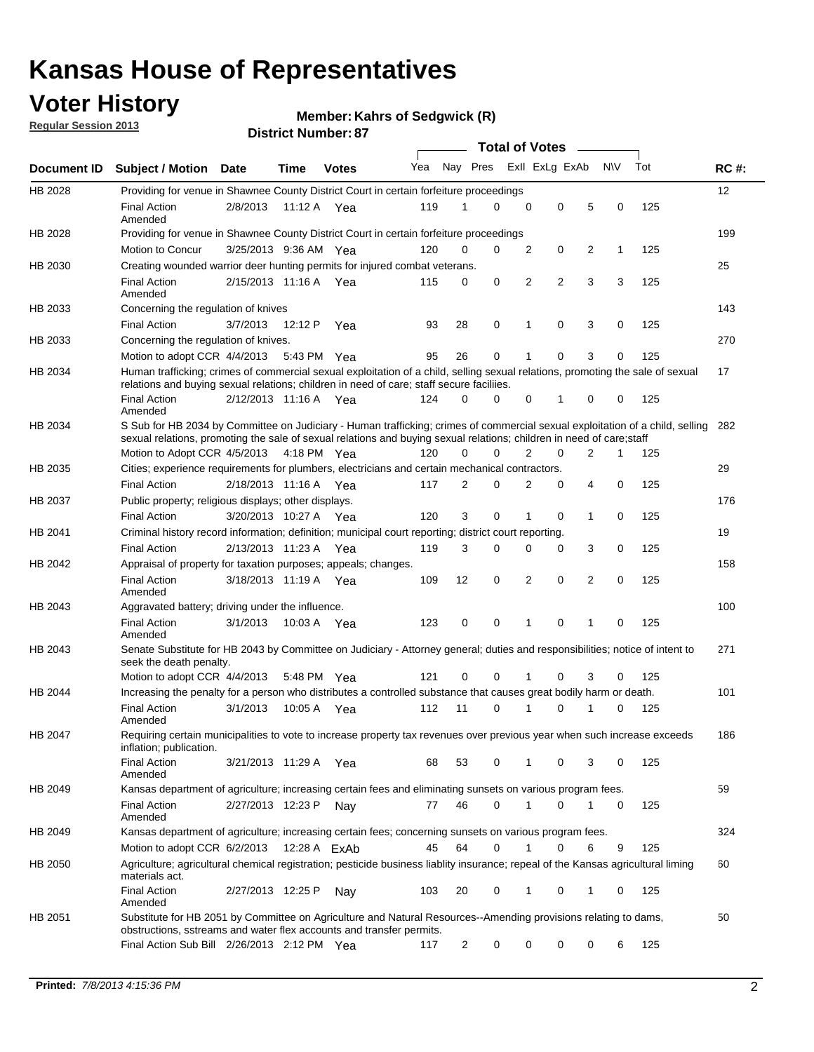# Kansas House of Representatives

## Voter History

**Regular Session 2013**

**Member: Kahrs of Sedgwick (R)**

**District Number: 87**

| Document ID | Subject / Motion | Date | Time | Votes | Yea | Nay | Pres | ExII | ExLg | ExAb | N\V | Tot | RC #: |
|---|---|---|---|---|---|---|---|---|---|---|---|---|---|
| HB 2028 | Providing for venue in Shawnee County District Court in certain forfeiture proceedings | | | | | | | | | | | | 12 |
| | Final Action Amended | 2/8/2013 | 11:12 A | Yea | 119 | 1 | 0 | 0 | 0 | 5 | 0 | 125 | |
| HB 2028 | Providing for venue in Shawnee County District Court in certain forfeiture proceedings | | | | | | | | | | | | 199 |
| | Motion to Concur | 3/25/2013 | 9:36 AM | Yea | 120 | 0 | 0 | 2 | 0 | 2 | 1 | 125 | |
| HB 2030 | Creating wounded warrior deer hunting permits for injured combat veterans. | | | | | | | | | | | | 25 |
| | Final Action Amended | 2/15/2013 | 11:16 A | Yea | 115 | 0 | 0 | 2 | 2 | 3 | 3 | 125 | |
| HB 2033 | Concerning the regulation of knives | | | | | | | | | | | | 143 |
| | Final Action | 3/7/2013 | 12:12 P | Yea | 93 | 28 | 0 | 1 | 0 | 3 | 0 | 125 | |
| HB 2033 | Concerning the regulation of knives. | | | | | | | | | | | | 270 |
| | Motion to adopt CCR | 4/4/2013 | 5:43 PM | Yea | 95 | 26 | 0 | 1 | 0 | 3 | 0 | 125 | |
| HB 2034 | Human trafficking; crimes of commercial sexual exploitation of a child, selling sexual relations, promoting the sale of sexual relations and buying sexual relations; children in need of care; staff secure faciliies. | | | | | | | | | | | | 17 |
| | Final Action Amended | 2/12/2013 | 11:16 A | Yea | 124 | 0 | 0 | 0 | 1 | 0 | 0 | 125 | |
| HB 2034 | S Sub for HB 2034 by Committee on Judiciary - Human trafficking; crimes of commercial sexual exploitation of a child, selling sexual relations, promoting the sale of sexual relations and buying sexual relations; children in need of care;staff | | | | | | | | | | | | 282 |
| | Motion to Adopt CCR | 4/5/2013 | 4:18 PM | Yea | 120 | 0 | 0 | 2 | 0 | 2 | 1 | 125 | |
| HB 2035 | Cities; experience requirements for plumbers, electricians and certain mechanical contractors. | | | | | | | | | | | | 29 |
| | Final Action | 2/18/2013 | 11:16 A | Yea | 117 | 2 | 0 | 2 | 0 | 4 | 0 | 125 | |
| HB 2037 | Public property; religious displays; other displays. | | | | | | | | | | | | 176 |
| | Final Action | 3/20/2013 | 10:27 A | Yea | 120 | 3 | 0 | 1 | 0 | 1 | 0 | 125 | |
| HB 2041 | Criminal history record information; definition; municipal court reporting; district court reporting. | | | | | | | | | | | | 19 |
| | Final Action | 2/13/2013 | 11:23 A | Yea | 119 | 3 | 0 | 0 | 0 | 3 | 0 | 125 | |
| HB 2042 | Appraisal of property for taxation purposes; appeals; changes. | | | | | | | | | | | | 158 |
| | Final Action Amended | 3/18/2013 | 11:19 A | Yea | 109 | 12 | 0 | 2 | 0 | 2 | 0 | 125 | |
| HB 2043 | Aggravated battery; driving under the influence. | | | | | | | | | | | | 100 |
| | Final Action Amended | 3/1/2013 | 10:03 A | Yea | 123 | 0 | 0 | 1 | 0 | 1 | 0 | 125 | |
| HB 2043 | Senate Substitute for HB 2043 by Committee on Judiciary - Attorney general; duties and responsibilities; notice of intent to seek the death penalty. | | | | | | | | | | | | 271 |
| | Motion to adopt CCR | 4/4/2013 | 5:48 PM | Yea | 121 | 0 | 0 | 1 | 0 | 3 | 0 | 125 | |
| HB 2044 | Increasing the penalty for a person who distributes a controlled substance that causes great bodily harm or death. | | | | | | | | | | | | 101 |
| | Final Action Amended | 3/1/2013 | 10:05 A | Yea | 112 | 11 | 0 | 1 | 0 | 1 | 0 | 125 | |
| HB 2047 | Requiring certain municipalities to vote to increase property tax revenues over previous year when such increase exceeds inflation; publication. | | | | | | | | | | | | 186 |
| | Final Action Amended | 3/21/2013 | 11:29 A | Yea | 68 | 53 | 0 | 1 | 0 | 3 | 0 | 125 | |
| HB 2049 | Kansas department of agriculture; increasing certain fees and eliminating sunsets on various program fees. | | | | | | | | | | | | 59 |
| | Final Action Amended | 2/27/2013 | 12:23 P | Nay | 77 | 46 | 0 | 1 | 0 | 1 | 0 | 125 | |
| HB 2049 | Kansas department of agriculture; increasing certain fees; concerning sunsets on various program fees. | | | | | | | | | | | | 324 |
| | Motion to adopt CCR | 6/2/2013 | 12:28 A | ExAb | 45 | 64 | 0 | 1 | 0 | 6 | 9 | 125 | |
| HB 2050 | Agriculture; agricultural chemical registration; pesticide business liablity insurance; repeal of the Kansas agricultural liming materials act. | | | | | | | | | | | | 60 |
| | Final Action Amended | 2/27/2013 | 12:25 P | Nay | 103 | 20 | 0 | 1 | 0 | 1 | 0 | 125 | |
| HB 2051 | Substitute for HB 2051 by Committee on Agriculture and Natural Resources--Amending provisions relating to dams, obstructions, sstreams and water flex accounts and transfer permits. | | | | | | | | | | | | 50 |
| | Final Action Sub Bill | 2/26/2013 | 2:12 PM | Yea | 117 | 2 | 0 | 0 | 0 | 0 | 6 | 125 | |

**Printed:** *7/8/2013 4:15:36 PM*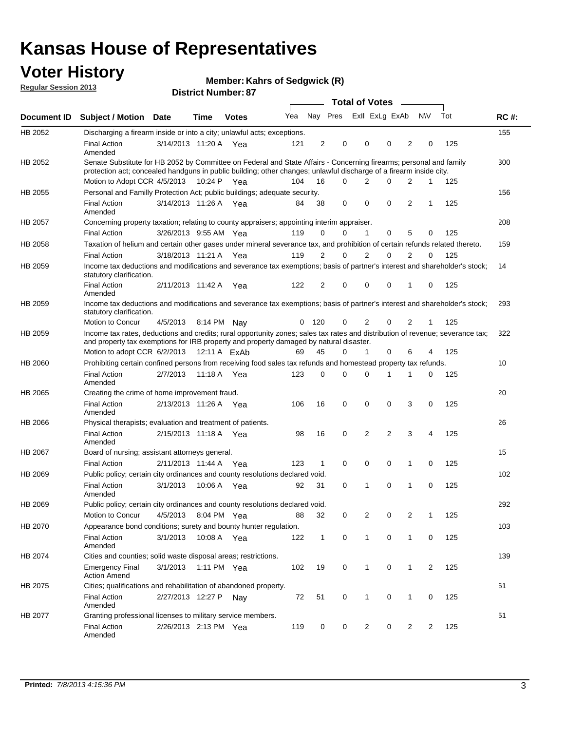# Kansas House of Representatives

## Voter History

**Regular Session 2013**

**Member: Kahrs of Sedgwick (R)**

**District Number: 87**

| Document ID | Subject / Motion | Date | Time | Votes | Yea | Nay | Pres | ExII | ExLg | ExAb | N\V | Tot | RC #: |
|---|---|---|---|---|---|---|---|---|---|---|---|---|---|
| HB 2052 | Discharging a firearm inside or into a city; unlawful acts; exceptions. | | | | | | | | | | | | 155 |
| | Final Action Amended | 3/14/2013 | 11:20 A | Yea | 121 | 2 | 0 | 0 | 0 | 2 | 0 | 125 | |
| HB 2052 | Senate Substitute for HB 2052 by Committee on Federal and State Affairs - Concerning firearms; personal and family protection act; concealed handguns in public building; other changes; unlawful discharge of a firearm inside city. | | | | | | | | | | | | 300 |
| | Motion to Adopt CCR | 4/5/2013 | 10:24 P | Yea | 104 | 16 | 0 | 2 | 0 | 2 | 1 | 125 | |
| HB 2055 | Personal and Familly Protection Act; public buildings; adequate security. | | | | | | | | | | | | 156 |
| | Final Action Amended | 3/14/2013 | 11:26 A | Yea | 84 | 38 | 0 | 0 | 0 | 2 | 1 | 125 | |
| HB 2057 | Concerning property taxation; relating to county appraisers; appointing interim appraiser. | | | | | | | | | | | | 208 |
| | Final Action | 3/26/2013 | 9:55 AM | Yea | 119 | 0 | 0 | 1 | 0 | 5 | 0 | 125 | |
| HB 2058 | Taxation of helium and certain other gases under mineral severance tax, and prohibition of certain refunds related thereto. | | | | | | | | | | | | 159 |
| | Final Action | 3/18/2013 | 11:21 A | Yea | 119 | 2 | 0 | 2 | 0 | 2 | 0 | 125 | |
| HB 2059 | Income tax deductions and modifications and severance tax exemptions; basis of partner's interest and shareholder's stock; statutory clarification. | | | | | | | | | | | | 14 |
| | Final Action Amended | 2/11/2013 | 11:42 A | Yea | 122 | 2 | 0 | 0 | 0 | 1 | 0 | 125 | |
| HB 2059 | Income tax deductions and modifications and severance tax exemptions; basis of partner's interest and shareholder's stock; statutory clarification. | | | | | | | | | | | | 293 |
| | Motion to Concur | 4/5/2013 | 8:14 PM | Nay | 0 | 120 | 0 | 2 | 0 | 2 | 1 | 125 | |
| HB 2059 | Income tax rates, deductions and credits; rural opportunity zones; sales tax rates and distribution of revenue; severance tax; and property tax exemptions for IRB property and property damaged by natural disaster. | | | | | | | | | | | | 322 |
| | Motion to adopt CCR | 6/2/2013 | 12:11 A | ExAb | 69 | 45 | 0 | 1 | 0 | 6 | 4 | 125 | |
| HB 2060 | Prohibiting certain confined persons from receiving food sales tax refunds and homestead property tax refunds. | | | | | | | | | | | | 10 |
| | Final Action Amended | 2/7/2013 | 11:18 A | Yea | 123 | 0 | 0 | 0 | 1 | 1 | 0 | 125 | |
| HB 2065 | Creating the crime of home improvement fraud. | | | | | | | | | | | | 20 |
| | Final Action Amended | 2/13/2013 | 11:26 A | Yea | 106 | 16 | 0 | 0 | 0 | 3 | 0 | 125 | |
| HB 2066 | Physical therapists; evaluation and treatment of patients. | | | | | | | | | | | | 26 |
| | Final Action Amended | 2/15/2013 | 11:18 A | Yea | 98 | 16 | 0 | 2 | 2 | 3 | 4 | 125 | |
| HB 2067 | Board of nursing; assistant attorneys general. | | | | | | | | | | | | 15 |
| | Final Action | 2/11/2013 | 11:44 A | Yea | 123 | 1 | 0 | 0 | 0 | 1 | 0 | 125 | |
| HB 2069 | Public policy; certain city ordinances and county resolutions declared void. | | | | | | | | | | | | 102 |
| | Final Action Amended | 3/1/2013 | 10:06 A | Yea | 92 | 31 | 0 | 1 | 0 | 1 | 0 | 125 | |
| HB 2069 | Public policy; certain city ordinances and county resolutions declared void. | | | | | | | | | | | | 292 |
| | Motion to Concur | 4/5/2013 | 8:04 PM | Yea | 88 | 32 | 0 | 2 | 0 | 2 | 1 | 125 | |
| HB 2070 | Appearance bond conditions; surety and bounty hunter regulation. | | | | | | | | | | | | 103 |
| | Final Action Amended | 3/1/2013 | 10:08 A | Yea | 122 | 1 | 0 | 1 | 0 | 1 | 0 | 125 | |
| HB 2074 | Cities and counties; solid waste disposal areas; restrictions. | | | | | | | | | | | | 139 |
| | Emergency Final Action Amend | 3/1/2013 | 1:11 PM | Yea | 102 | 19 | 0 | 1 | 0 | 1 | 2 | 125 | |
| HB 2075 | Cities; qualifications and rehabilitation of abandoned property. | | | | | | | | | | | | 61 |
| | Final Action Amended | 2/27/2013 | 12:27 P | Nay | 72 | 51 | 0 | 1 | 0 | 1 | 0 | 125 | |
| HB 2077 | Granting professional licenses to military service members. | | | | | | | | | | | | 51 |
| | Final Action Amended | 2/26/2013 | 2:13 PM | Yea | 119 | 0 | 0 | 2 | 0 | 2 | 2 | 125 | |

**Printed:** *7/8/2013 4:15:36 PM*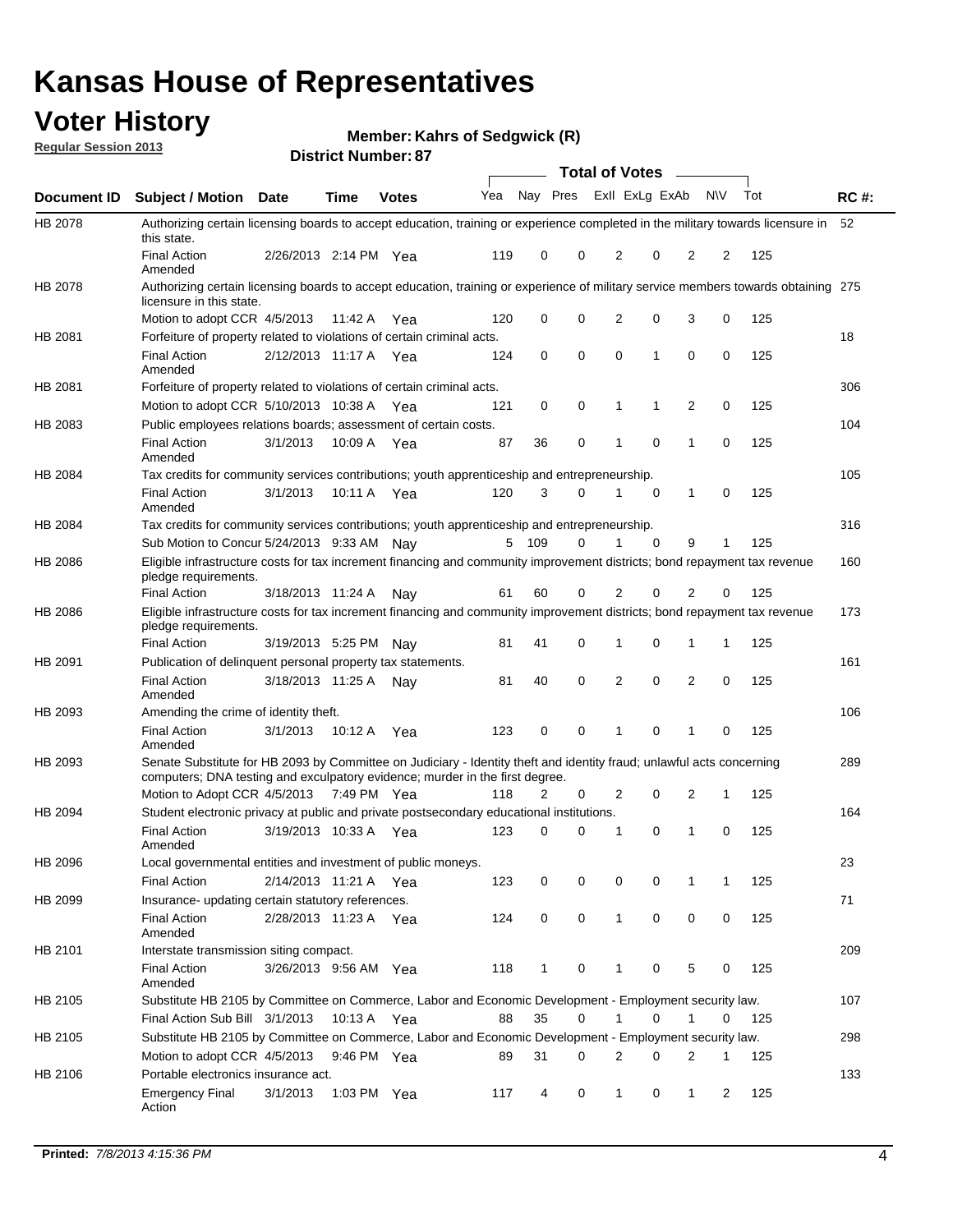# Kansas House of Representatives

## Voter History

**Regular Session 2013**

**Member: Kahrs of Sedgwick (R)**

**District Number: 87**

| Document ID | Subject / Motion | Date | Time | Votes | Yea | Nay | Pres | ExII | ExLg | ExAb | N\V | Tot | RC #: |
|---|---|---|---|---|---|---|---|---|---|---|---|---|---|
| HB 2078 | Authorizing certain licensing boards to accept education, training or experience completed in the military towards licensure in this state. | | | | | | | | | | | | 52 |
| | Final Action Amended | 2/26/2013 | 2:14 PM | Yea | 119 | 0 | 0 | 2 | 0 | 2 | 2 | 125 | |
| HB 2078 | Authorizing certain licensing boards to accept education, training or experience of military service members towards obtaining licensure in this state. | | | | | | | | | | | | 275 |
| | Motion to adopt CCR | 4/5/2013 | 11:42 A | Yea | 120 | 0 | 0 | 2 | 0 | 3 | 0 | 125 | |
| HB 2081 | Forfeiture of property related to violations of certain criminal acts. | | | | | | | | | | | | 18 |
| | Final Action Amended | 2/12/2013 | 11:17 A | Yea | 124 | 0 | 0 | 0 | 1 | 0 | 0 | 125 | |
| HB 2081 | Forfeiture of property related to violations of certain criminal acts. | | | | | | | | | | | | 306 |
| | Motion to adopt CCR | 5/10/2013 | 10:38 A | Yea | 121 | 0 | 0 | 1 | 1 | 2 | 0 | 125 | |
| HB 2083 | Public employees relations boards; assessment of certain costs. | | | | | | | | | | | | 104 |
| | Final Action Amended | 3/1/2013 | 10:09 A | Yea | 87 | 36 | 0 | 1 | 0 | 1 | 0 | 125 | |
| HB 2084 | Tax credits for community services contributions; youth apprenticeship and entrepreneurship. | | | | | | | | | | | | 105 |
| | Final Action Amended | 3/1/2013 | 10:11 A | Yea | 120 | 3 | 0 | 1 | 0 | 1 | 0 | 125 | |
| HB 2084 | Tax credits for community services contributions; youth apprenticeship and entrepreneurship. | | | | | | | | | | | | 316 |
| | Sub Motion to Concur | 5/24/2013 | 9:33 AM | Nay | 5 | 109 | 0 | 1 | 0 | 9 | 1 | 125 | |
| HB 2086 | Eligible infrastructure costs for tax increment financing and community improvement districts; bond repayment tax revenue pledge requirements. | | | | | | | | | | | | 160 |
| | Final Action | 3/18/2013 | 11:24 A | Nay | 61 | 60 | 0 | 2 | 0 | 2 | 0 | 125 | |
| HB 2086 | Eligible infrastructure costs for tax increment financing and community improvement districts; bond repayment tax revenue pledge requirements. | | | | | | | | | | | | 173 |
| | Final Action | 3/19/2013 | 5:25 PM | Nay | 81 | 41 | 0 | 1 | 0 | 1 | 1 | 125 | |
| HB 2091 | Publication of delinquent personal property tax statements. | | | | | | | | | | | | 161 |
| | Final Action Amended | 3/18/2013 | 11:25 A | Nay | 81 | 40 | 0 | 2 | 0 | 2 | 0 | 125 | |
| HB 2093 | Amending the crime of identity theft. | | | | | | | | | | | | 106 |
| | Final Action Amended | 3/1/2013 | 10:12 A | Yea | 123 | 0 | 0 | 1 | 0 | 1 | 0 | 125 | |
| HB 2093 | Senate Substitute for HB 2093 by Committee on Judiciary - Identity theft and identity fraud; unlawful acts concerning computers; DNA testing and exculpatory evidence; murder in the first degree. | | | | | | | | | | | | 289 |
| | Motion to Adopt CCR | 4/5/2013 | 7:49 PM | Yea | 118 | 2 | 0 | 2 | 0 | 2 | 1 | 125 | |
| HB 2094 | Student electronic privacy at public and private postsecondary educational institutions. | | | | | | | | | | | | 164 |
| | Final Action Amended | 3/19/2013 | 10:33 A | Yea | 123 | 0 | 0 | 1 | 0 | 1 | 0 | 125 | |
| HB 2096 | Local governmental entities and investment of public moneys. | | | | | | | | | | | | 23 |
| | Final Action | 2/14/2013 | 11:21 A | Yea | 123 | 0 | 0 | 0 | 0 | 1 | 1 | 125 | |
| HB 2099 | Insurance- updating certain statutory references. | | | | | | | | | | | | 71 |
| | Final Action Amended | 2/28/2013 | 11:23 A | Yea | 124 | 0 | 0 | 1 | 0 | 0 | 0 | 125 | |
| HB 2101 | Interstate transmission siting compact. | | | | | | | | | | | | 209 |
| | Final Action Amended | 3/26/2013 | 9:56 AM | Yea | 118 | 1 | 0 | 1 | 0 | 5 | 0 | 125 | |
| HB 2105 | Substitute HB 2105 by Committee on Commerce, Labor and Economic Development - Employment security law. | | | | | | | | | | | | 107 |
| | Final Action Sub Bill | 3/1/2013 | 10:13 A | Yea | 88 | 35 | 0 | 1 | 0 | 1 | 0 | 125 | |
| HB 2105 | Substitute HB 2105 by Committee on Commerce, Labor and Economic Development - Employment security law. | | | | | | | | | | | | 298 |
| | Motion to adopt CCR | 4/5/2013 | 9:46 PM | Yea | 89 | 31 | 0 | 2 | 0 | 2 | 1 | 125 | |
| HB 2106 | Portable electronics insurance act. | | | | | | | | | | | | 133 |
| | Emergency Final Action | 3/1/2013 | 1:03 PM | Yea | 117 | 4 | 0 | 1 | 0 | 1 | 2 | 125 | |

**Printed:** *7/8/2013 4:15:36 PM*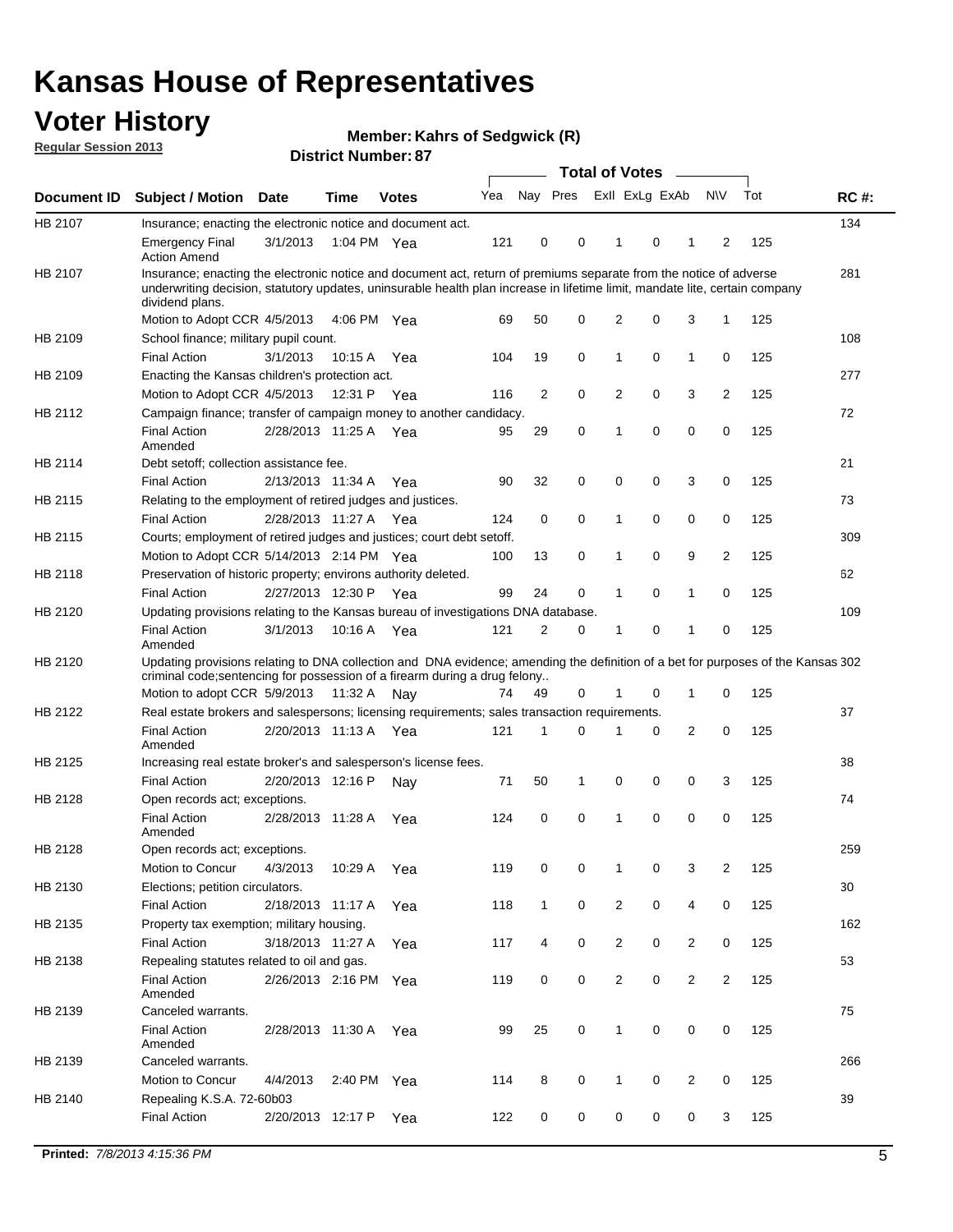# Kansas House of Representatives

## Voter History

**Regular Session 2013**

**Member: Kahrs of Sedgwick (R)**

**District Number: 87**

| Document ID | Subject / Motion | Date | Time | Votes | Yea | Nay | Pres | ExII | ExLg | ExAb | N\V | Tot | RC #: |
|---|---|---|---|---|---|---|---|---|---|---|---|---|---|
| HB 2107 | Insurance; enacting the electronic notice and document act. | | | | | | | | | | | | 134 |
| | Emergency Final Action Amend | 3/1/2013 | 1:04 PM | Yea | 121 | 0 | 0 | 1 | 0 | 1 | 2 | 125 | |
| HB 2107 | Insurance; enacting the electronic notice and document act, return of premiums separate from the notice of adverse underwriting decision, statutory updates, uninsurable health plan increase in lifetime limit, mandate lite, certain company dividend plans. | | | | | | | | | | | | 281 |
| | Motion to Adopt CCR | 4/5/2013 | 4:06 PM | Yea | 69 | 50 | 0 | 2 | 0 | 3 | 1 | 125 | |
| HB 2109 | School finance; military pupil count. | | | | | | | | | | | | 108 |
| | Final Action | 3/1/2013 | 10:15 A | Yea | 104 | 19 | 0 | 1 | 0 | 1 | 0 | 125 | |
| HB 2109 | Enacting the Kansas children's protection act. | | | | | | | | | | | | 277 |
| | Motion to Adopt CCR | 4/5/2013 | 12:31 P | Yea | 116 | 2 | 0 | 2 | 0 | 3 | 2 | 125 | |
| HB 2112 | Campaign finance; transfer of campaign money to another candidacy. | | | | | | | | | | | | 72 |
| | Final Action Amended | 2/28/2013 | 11:25 A | Yea | 95 | 29 | 0 | 1 | 0 | 0 | 0 | 125 | |
| HB 2114 | Debt setoff; collection assistance fee. | | | | | | | | | | | | 21 |
| | Final Action | 2/13/2013 | 11:34 A | Yea | 90 | 32 | 0 | 0 | 0 | 3 | 0 | 125 | |
| HB 2115 | Relating to the employment of retired judges and justices. | | | | | | | | | | | | 73 |
| | Final Action | 2/28/2013 | 11:27 A | Yea | 124 | 0 | 0 | 1 | 0 | 0 | 0 | 125 | |
| HB 2115 | Courts; employment of retired judges and justices; court debt setoff. | | | | | | | | | | | | 309 |
| | Motion to Adopt CCR | 5/14/2013 | 2:14 PM | Yea | 100 | 13 | 0 | 1 | 0 | 9 | 2 | 125 | |
| HB 2118 | Preservation of historic property; environs authority deleted. | | | | | | | | | | | | 62 |
| | Final Action | 2/27/2013 | 12:30 P | Yea | 99 | 24 | 0 | 1 | 0 | 1 | 0 | 125 | |
| HB 2120 | Updating provisions relating to the Kansas bureau of investigations DNA database. | | | | | | | | | | | | 109 |
| | Final Action Amended | 3/1/2013 | 10:16 A | Yea | 121 | 2 | 0 | 1 | 0 | 1 | 0 | 125 | |
| HB 2120 | Updating provisions relating to DNA collection and DNA evidence; amending the definition of a bet for purposes of the Kansas criminal code;sentencing for possession of a firearm during a drug felony.. | | | | | | | | | | | | 302 |
| | Motion to adopt CCR | 5/9/2013 | 11:32 A | Nay | 74 | 49 | 0 | 1 | 0 | 1 | 0 | 125 | |
| HB 2122 | Real estate brokers and salespersons; licensing requirements; sales transaction requirements. | | | | | | | | | | | | 37 |
| | Final Action Amended | 2/20/2013 | 11:13 A | Yea | 121 | 1 | 0 | 1 | 0 | 2 | 0 | 125 | |
| HB 2125 | Increasing real estate broker's and salesperson's license fees. | | | | | | | | | | | | 38 |
| | Final Action | 2/20/2013 | 12:16 P | Nay | 71 | 50 | 1 | 0 | 0 | 0 | 3 | 125 | |
| HB 2128 | Open records act; exceptions. | | | | | | | | | | | | 74 |
| | Final Action Amended | 2/28/2013 | 11:28 A | Yea | 124 | 0 | 0 | 1 | 0 | 0 | 0 | 125 | |
| HB 2128 | Open records act; exceptions. | | | | | | | | | | | | 259 |
| | Motion to Concur | 4/3/2013 | 10:29 A | Yea | 119 | 0 | 0 | 1 | 0 | 3 | 2 | 125 | |
| HB 2130 | Elections; petition circulators. | | | | | | | | | | | | 30 |
| | Final Action | 2/18/2013 | 11:17 A | Yea | 118 | 1 | 0 | 2 | 0 | 4 | 0 | 125 | |
| HB 2135 | Property tax exemption; military housing. | | | | | | | | | | | | 162 |
| | Final Action | 3/18/2013 | 11:27 A | Yea | 117 | 4 | 0 | 2 | 0 | 2 | 0 | 125 | |
| HB 2138 | Repealing statutes related to oil and gas. | | | | | | | | | | | | 53 |
| | Final Action Amended | 2/26/2013 | 2:16 PM | Yea | 119 | 0 | 0 | 2 | 0 | 2 | 2 | 125 | |
| HB 2139 | Canceled warrants. | | | | | | | | | | | | 75 |
| | Final Action Amended | 2/28/2013 | 11:30 A | Yea | 99 | 25 | 0 | 1 | 0 | 0 | 0 | 125 | |
| HB 2139 | Canceled warrants. | | | | | | | | | | | | 266 |
| | Motion to Concur | 4/4/2013 | 2:40 PM | Yea | 114 | 8 | 0 | 1 | 0 | 2 | 0 | 125 | |
| HB 2140 | Repealing K.S.A. 72-60b03 | | | | | | | | | | | | 39 |
| | Final Action | 2/20/2013 | 12:17 P | Yea | 122 | 0 | 0 | 0 | 0 | 0 | 3 | 125 | |

**Printed:** *7/8/2013 4:15:36 PM*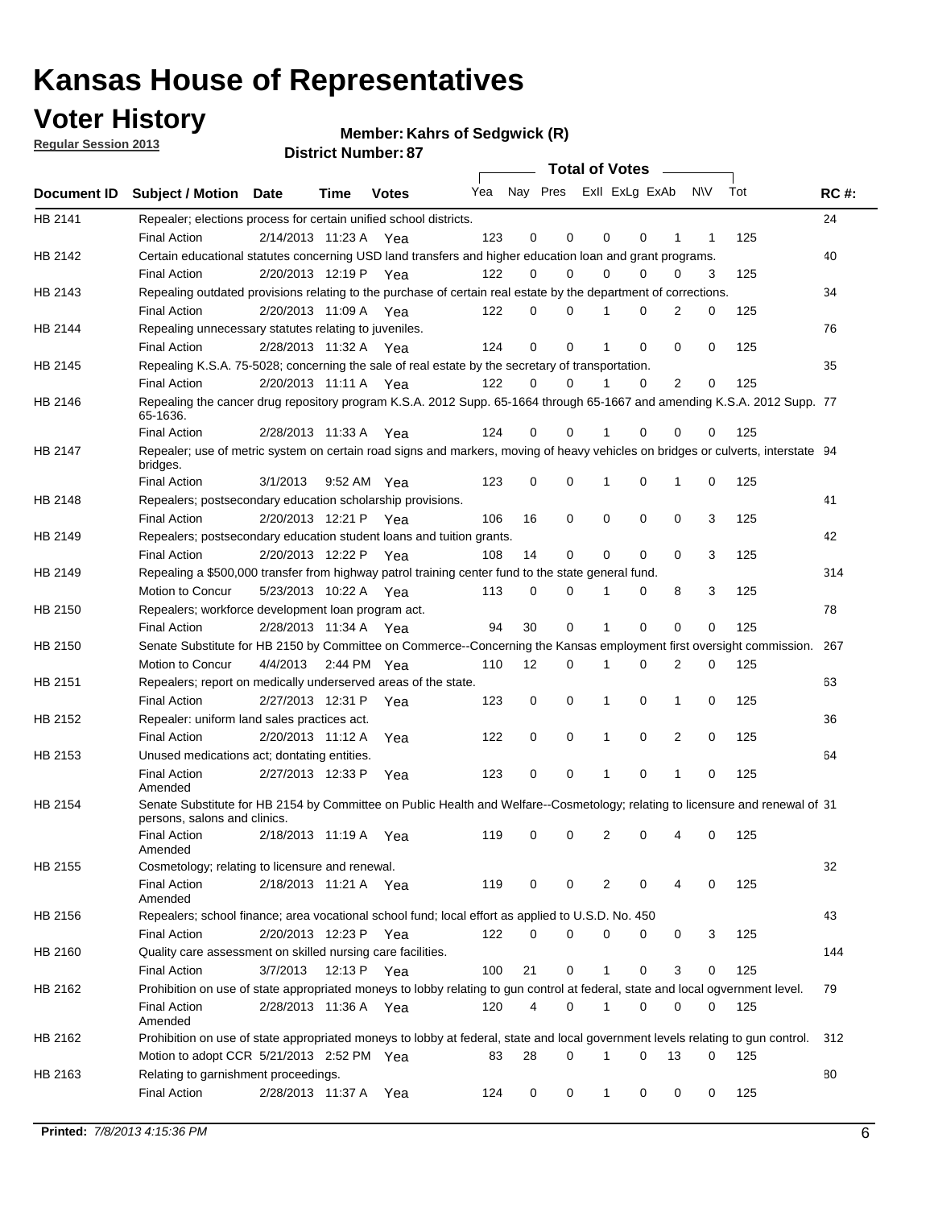# Kansas House of Representatives

## Voter History

**Regular Session 2013**

**Member: Kahrs of Sedgwick (R)**

**District Number: 87**

| Document ID | Subject / Motion | Date | Time | Votes | Yea | Nay | Pres | ExII | ExLg | ExAb | N\V | Tot | RC #: |
|---|---|---|---|---|---|---|---|---|---|---|---|---|---|
| HB 2141 | Repealer; elections process for certain unified school districts. | | | | | | | | | | | | 24 |
| | Final Action | 2/14/2013 | 11:23 A | Yea | 123 | 0 | 0 | 0 | 0 | 1 | 1 | 125 | |
| HB 2142 | Certain educational statutes concerning USD land transfers and higher education loan and grant programs. | | | | | | | | | | | | 40 |
| | Final Action | 2/20/2013 | 12:19 P | Yea | 122 | 0 | 0 | 0 | 0 | 0 | 3 | 125 | |
| HB 2143 | Repealing outdated provisions relating to the purchase of certain real estate by the department of corrections. | | | | | | | | | | | | 34 |
| | Final Action | 2/20/2013 | 11:09 A | Yea | 122 | 0 | 0 | 1 | 0 | 2 | 0 | 125 | |
| HB 2144 | Repealing unnecessary statutes relating to juveniles. | | | | | | | | | | | | 76 |
| | Final Action | 2/28/2013 | 11:32 A | Yea | 124 | 0 | 0 | 1 | 0 | 0 | 0 | 125 | |
| HB 2145 | Repealing K.S.A. 75-5028; concerning the sale of real estate by the secretary of transportation. | | | | | | | | | | | | 35 |
| | Final Action | 2/20/2013 | 11:11 A | Yea | 122 | 0 | 0 | 1 | 0 | 2 | 0 | 125 | |
| HB 2146 | Repealing the cancer drug repository program K.S.A. 2012 Supp. 65-1664 through 65-1667 and amending K.S.A. 2012 Supp. 65-1636. | | | | | | | | | | | | 77 |
| | Final Action | 2/28/2013 | 11:33 A | Yea | 124 | 0 | 0 | 1 | 0 | 0 | 0 | 125 | |
| HB 2147 | Repealer; use of metric system on certain road signs and markers, moving of heavy vehicles on bridges or culverts, interstate bridges. | | | | | | | | | | | | 94 |
| | Final Action | 3/1/2013 | 9:52 AM | Yea | 123 | 0 | 0 | 1 | 0 | 1 | 0 | 125 | |
| HB 2148 | Repealers; postsecondary education scholarship provisions. | | | | | | | | | | | | 41 |
| | Final Action | 2/20/2013 | 12:21 P | Yea | 106 | 16 | 0 | 0 | 0 | 0 | 3 | 125 | |
| HB 2149 | Repealers; postsecondary education student loans and tuition grants. | | | | | | | | | | | | 42 |
| | Final Action | 2/20/2013 | 12:22 P | Yea | 108 | 14 | 0 | 0 | 0 | 0 | 3 | 125 | |
| HB 2149 | Repealing a $500,000 transfer from highway patrol training center fund to the state general fund. | | | | | | | | | | | | 314 |
| | Motion to Concur | 5/23/2013 | 10:22 A | Yea | 113 | 0 | 0 | 1 | 0 | 8 | 3 | 125 | |
| HB 2150 | Repealers; workforce development loan program act. | | | | | | | | | | | | 78 |
| | Final Action | 2/28/2013 | 11:34 A | Yea | 94 | 30 | 0 | 1 | 0 | 0 | 0 | 125 | |
| HB 2150 | Senate Substitute for HB 2150 by Committee on Commerce--Concerning the Kansas employment first oversight commission. | | | | | | | | | | | | 267 |
| | Motion to Concur | 4/4/2013 | 2:44 PM | Yea | 110 | 12 | 0 | 1 | 0 | 2 | 0 | 125 | |
| HB 2151 | Repealers; report on medically underserved areas of the state. | | | | | | | | | | | | 63 |
| | Final Action | 2/27/2013 | 12:31 P | Yea | 123 | 0 | 0 | 1 | 0 | 1 | 0 | 125 | |
| HB 2152 | Repealer: uniform land sales practices act. | | | | | | | | | | | | 36 |
| | Final Action | 2/20/2013 | 11:12 A | Yea | 122 | 0 | 0 | 1 | 0 | 2 | 0 | 125 | |
| HB 2153 | Unused medications act; dontating entities. | | | | | | | | | | | | 64 |
| | Final Action Amended | 2/27/2013 | 12:33 P | Yea | 123 | 0 | 0 | 1 | 0 | 1 | 0 | 125 | |
| HB 2154 | Senate Substitute for HB 2154 by Committee on Public Health and Welfare--Cosmetology; relating to licensure and renewal of persons, salons and clinics. | | | | | | | | | | | | 31 |
| | Final Action Amended | 2/18/2013 | 11:19 A | Yea | 119 | 0 | 0 | 2 | 0 | 4 | 0 | 125 | |
| HB 2155 | Cosmetology; relating to licensure and renewal. | | | | | | | | | | | | 32 |
| | Final Action Amended | 2/18/2013 | 11:21 A | Yea | 119 | 0 | 0 | 2 | 0 | 4 | 0 | 125 | |
| HB 2156 | Repealers; school finance; area vocational school fund; local effort as applied to U.S.D. No. 450 | | | | | | | | | | | | 43 |
| | Final Action | 2/20/2013 | 12:23 P | Yea | 122 | 0 | 0 | 0 | 0 | 0 | 3 | 125 | |
| HB 2160 | Quality care assessment on skilled nursing care facilities. | | | | | | | | | | | | 144 |
| | Final Action | 3/7/2013 | 12:13 P | Yea | 100 | 21 | 0 | 1 | 0 | 3 | 0 | 125 | |
| HB 2162 | Prohibition on use of state appropriated moneys to lobby relating to gun control at federal, state and local ogvernment level. | | | | | | | | | | | | 79 |
| | Final Action Amended | 2/28/2013 | 11:36 A | Yea | 120 | 4 | 0 | 1 | 0 | 0 | 0 | 125 | |
| HB 2162 | Prohibition on use of state appropriated moneys to lobby at federal, state and local government levels relating to gun control. | | | | | | | | | | | | 312 |
| | Motion to adopt CCR | 5/21/2013 | 2:52 PM | Yea | 83 | 28 | 0 | 1 | 0 | 13 | 0 | 125 | |
| HB 2163 | Relating to garnishment proceedings. | | | | | | | | | | | | 80 |
| | Final Action | 2/28/2013 | 11:37 A | Yea | 124 | 0 | 0 | 1 | 0 | 0 | 0 | 125 | |

**Printed:** *7/8/2013 4:15:36 PM*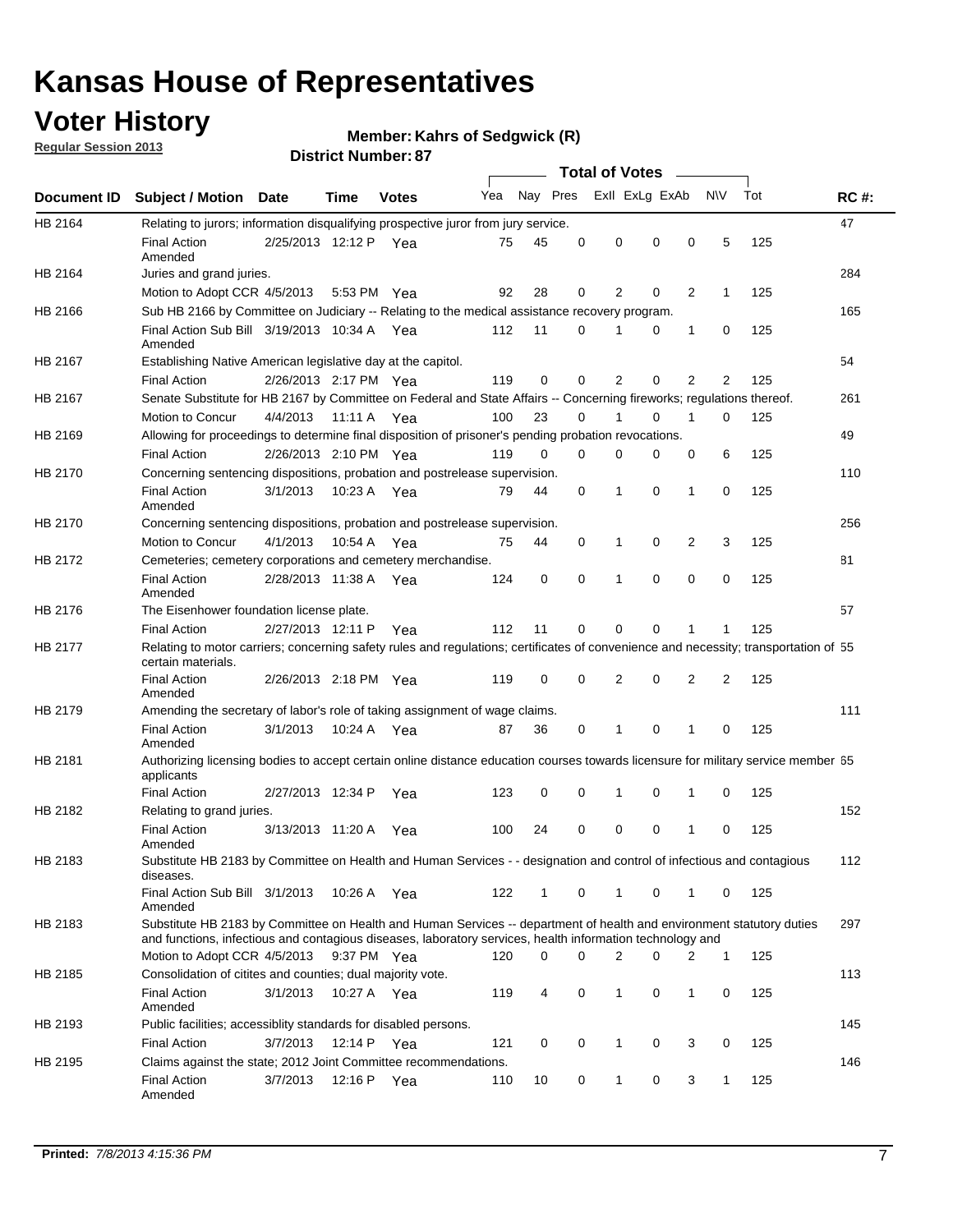# Kansas House of Representatives

## Voter History

**Regular Session 2013**

**Member: Kahrs of Sedgwick (R)**

**District Number: 87**

| Document ID | Subject / Motion | Date | Time | Votes | Yea | Nay | Pres | Exll | ExLg | ExAb | N\V | Tot | RC #: |
|---|---|---|---|---|---|---|---|---|---|---|---|---|---|
| HB 2164 | Relating to jurors; information disqualifying prospective juror from jury service. | | | | | | | | | | | | 47 |
| | Final Action Amended | 2/25/2013 | 12:12 P | Yea | 75 | 45 | 0 | 0 | 0 | 0 | 5 | 125 | |
| HB 2164 | Juries and grand juries. | | | | | | | | | | | | 284 |
| | Motion to Adopt CCR | 4/5/2013 | 5:53 PM | Yea | 92 | 28 | 0 | 2 | 0 | 2 | 1 | 125 | |
| HB 2166 | Sub HB 2166 by Committee on Judiciary -- Relating to the medical assistance recovery program. | | | | | | | | | | | | 165 |
| | Final Action Sub Bill Amended | 3/19/2013 | 10:34 A | Yea | 112 | 11 | 0 | 1 | 0 | 1 | 0 | 125 | |
| HB 2167 | Establishing Native American legislative day at the capitol. | | | | | | | | | | | | 54 |
| | Final Action | 2/26/2013 | 2:17 PM | Yea | 119 | 0 | 0 | 2 | 0 | 2 | 2 | 125 | |
| HB 2167 | Senate Substitute for HB 2167 by Committee on Federal and State Affairs -- Concerning fireworks; regulations thereof. | | | | | | | | | | | | 261 |
| | Motion to Concur | 4/4/2013 | 11:11 A | Yea | 100 | 23 | 0 | 1 | 0 | 1 | 0 | 125 | |
| HB 2169 | Allowing for proceedings to determine final disposition of prisoner's pending probation revocations. | | | | | | | | | | | | 49 |
| | Final Action | 2/26/2013 | 2:10 PM | Yea | 119 | 0 | 0 | 0 | 0 | 0 | 6 | 125 | |
| HB 2170 | Concerning sentencing dispositions, probation and postrelease supervision. | | | | | | | | | | | | 110 |
| | Final Action Amended | 3/1/2013 | 10:23 A | Yea | 79 | 44 | 0 | 1 | 0 | 1 | 0 | 125 | |
| HB 2170 | Concerning sentencing dispositions, probation and postrelease supervision. | | | | | | | | | | | | 256 |
| | Motion to Concur | 4/1/2013 | 10:54 A | Yea | 75 | 44 | 0 | 1 | 0 | 2 | 3 | 125 | |
| HB 2172 | Cemeteries; cemetery corporations and cemetery merchandise. | | | | | | | | | | | | 81 |
| | Final Action Amended | 2/28/2013 | 11:38 A | Yea | 124 | 0 | 0 | 1 | 0 | 0 | 0 | 125 | |
| HB 2176 | The Eisenhower foundation license plate. | | | | | | | | | | | | 57 |
| | Final Action | 2/27/2013 | 12:11 P | Yea | 112 | 11 | 0 | 0 | 0 | 1 | 1 | 125 | |
| HB 2177 | Relating to motor carriers; concerning safety rules and regulations; certificates of convenience and necessity; transportation of certain materials. | | | | | | | | | | | | 55 |
| | Final Action Amended | 2/26/2013 | 2:18 PM | Yea | 119 | 0 | 0 | 2 | 0 | 2 | 2 | 125 | |
| HB 2179 | Amending the secretary of labor's role of taking assignment of wage claims. | | | | | | | | | | | | 111 |
| | Final Action Amended | 3/1/2013 | 10:24 A | Yea | 87 | 36 | 0 | 1 | 0 | 1 | 0 | 125 | |
| HB 2181 | Authorizing licensing bodies to accept certain online distance education courses towards licensure for military service member applicants | | | | | | | | | | | | 65 |
| | Final Action | 2/27/2013 | 12:34 P | Yea | 123 | 0 | 0 | 1 | 0 | 1 | 0 | 125 | |
| HB 2182 | Relating to grand juries. | | | | | | | | | | | | 152 |
| | Final Action Amended | 3/13/2013 | 11:20 A | Yea | 100 | 24 | 0 | 0 | 0 | 1 | 0 | 125 | |
| HB 2183 | Substitute HB 2183 by Committee on Health and Human Services - - designation and control of infectious and contagious diseases. | | | | | | | | | | | | 112 |
| | Final Action Sub Bill Amended | 3/1/2013 | 10:26 A | Yea | 122 | 1 | 0 | 1 | 0 | 1 | 0 | 125 | |
| HB 2183 | Substitute HB 2183 by Committee on Health and Human Services -- department of health and environment statutory duties and functions, infectious and contagious diseases, laboratory services, health information technology and | | | | | | | | | | | | 297 |
| | Motion to Adopt CCR | 4/5/2013 | 9:37 PM | Yea | 120 | 0 | 0 | 2 | 0 | 2 | 1 | 125 | |
| HB 2185 | Consolidation of citites and counties; dual majority vote. | | | | | | | | | | | | 113 |
| | Final Action Amended | 3/1/2013 | 10:27 A | Yea | 119 | 4 | 0 | 1 | 0 | 1 | 0 | 125 | |
| HB 2193 | Public facilities; accessiblity standards for disabled persons. | | | | | | | | | | | | 145 |
| | Final Action | 3/7/2013 | 12:14 P | Yea | 121 | 0 | 0 | 1 | 0 | 3 | 0 | 125 | |
| HB 2195 | Claims against the state; 2012 Joint Committee recommendations. | | | | | | | | | | | | 146 |
| | Final Action Amended | 3/7/2013 | 12:16 P | Yea | 110 | 10 | 0 | 1 | 0 | 3 | 1 | 125 | |

**Printed:** *7/8/2013 4:15:36 PM*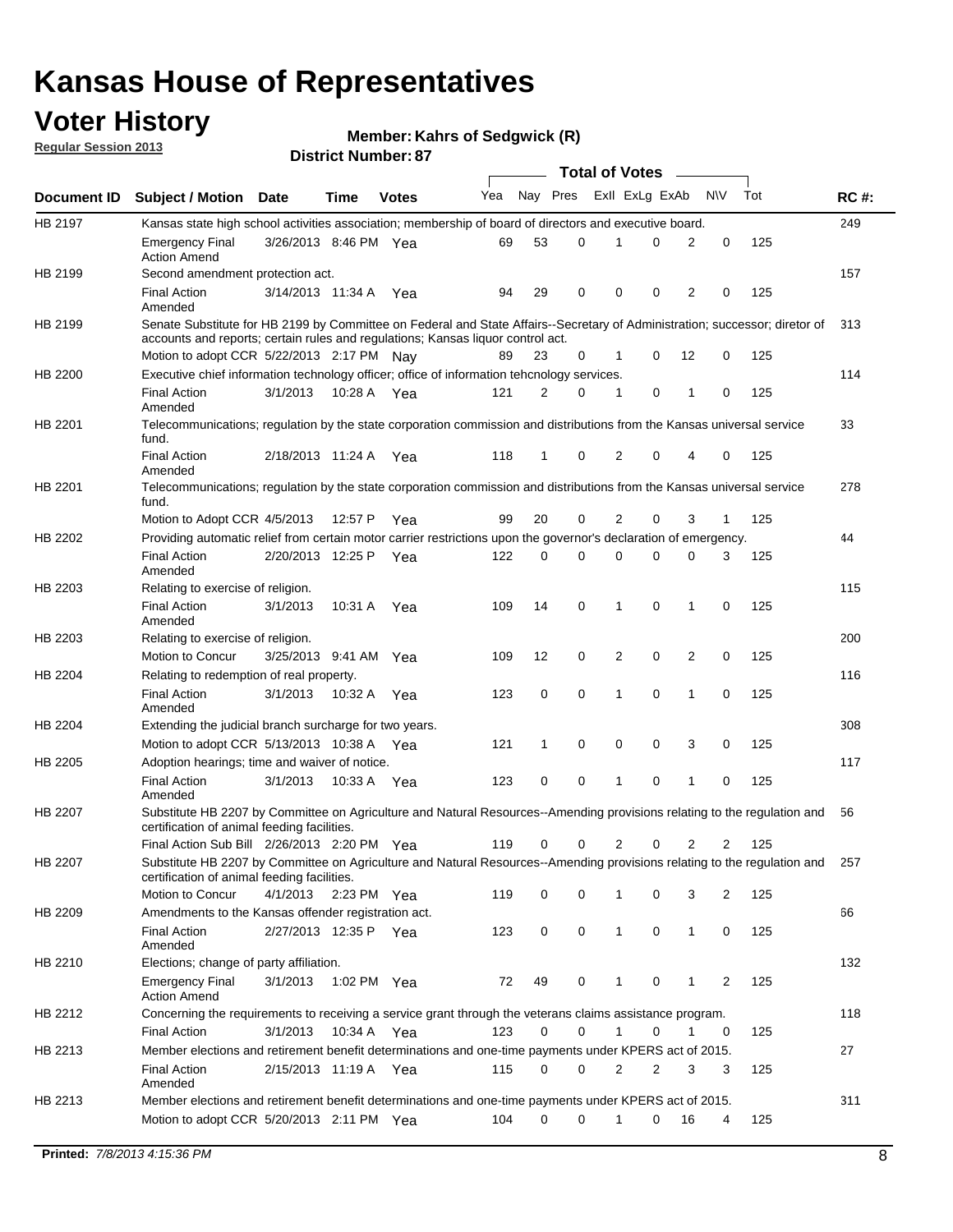# Kansas House of Representatives

## Voter History

**Regular Session 2013**

**Member: Kahrs of Sedgwick (R)**

**District Number: 87**

| Document ID | Subject / Motion | Date | Time | Votes | Yea | Nay | Pres | ExII | ExLg | ExAb | N\V | Tot | RC #: |
|---|---|---|---|---|---|---|---|---|---|---|---|---|---|
| HB 2197 | Kansas state high school activities association; membership of board of directors and executive board. | | | | | | | | | | | | 249 |
| | Emergency Final Action Amend | 3/26/2013 | 8:46 PM | Yea | 69 | 53 | 0 | 1 | 0 | 2 | 0 | 125 | |
| HB 2199 | Second amendment protection act. | | | | | | | | | | | | 157 |
| | Final Action Amended | 3/14/2013 | 11:34 A | Yea | 94 | 29 | 0 | 0 | 0 | 2 | 0 | 125 | |
| HB 2199 | Senate Substitute for HB 2199 by Committee on Federal and State Affairs--Secretary of Administration; successor; diretor of accounts and reports; certain rules and regulations; Kansas liquor control act. | | | | | | | | | | | | 313 |
| | Motion to adopt CCR | 5/22/2013 | 2:17 PM | Nay | 89 | 23 | 0 | 1 | 0 | 12 | 0 | 125 | |
| HB 2200 | Executive chief information technology officer; office of information tehcnology services. | | | | | | | | | | | | 114 |
| | Final Action Amended | 3/1/2013 | 10:28 A | Yea | 121 | 2 | 0 | 1 | 0 | 1 | 0 | 125 | |
| HB 2201 | Telecommunications; regulation by the state corporation commission and distributions from the Kansas universal service fund. | | | | | | | | | | | | 33 |
| | Final Action Amended | 2/18/2013 | 11:24 A | Yea | 118 | 1 | 0 | 2 | 0 | 4 | 0 | 125 | |
| HB 2201 | Telecommunications; regulation by the state corporation commission and distributions from the Kansas universal service fund. | | | | | | | | | | | | 278 |
| | Motion to Adopt CCR | 4/5/2013 | 12:57 P | Yea | 99 | 20 | 0 | 2 | 0 | 3 | 1 | 125 | |
| HB 2202 | Providing automatic relief from certain motor carrier restrictions upon the governor's declaration of emergency. | | | | | | | | | | | | 44 |
| | Final Action Amended | 2/20/2013 | 12:25 P | Yea | 122 | 0 | 0 | 0 | 0 | 0 | 3 | 125 | |
| HB 2203 | Relating to exercise of religion. | | | | | | | | | | | | 115 |
| | Final Action Amended | 3/1/2013 | 10:31 A | Yea | 109 | 14 | 0 | 1 | 0 | 1 | 0 | 125 | |
| HB 2203 | Relating to exercise of religion. | | | | | | | | | | | | 200 |
| | Motion to Concur | 3/25/2013 | 9:41 AM | Yea | 109 | 12 | 0 | 2 | 0 | 2 | 0 | 125 | |
| HB 2204 | Relating to redemption of real property. | | | | | | | | | | | | 116 |
| | Final Action Amended | 3/1/2013 | 10:32 A | Yea | 123 | 0 | 0 | 1 | 0 | 1 | 0 | 125 | |
| HB 2204 | Extending the judicial branch surcharge for two years. | | | | | | | | | | | | 308 |
| | Motion to adopt CCR | 5/13/2013 | 10:38 A | Yea | 121 | 1 | 0 | 0 | 0 | 3 | 0 | 125 | |
| HB 2205 | Adoption hearings; time and waiver of notice. | | | | | | | | | | | | 117 |
| | Final Action Amended | 3/1/2013 | 10:33 A | Yea | 123 | 0 | 0 | 1 | 0 | 1 | 0 | 125 | |
| HB 2207 | Substitute HB 2207 by Committee on Agriculture and Natural Resources--Amending provisions relating to the regulation and certification of animal feeding facilities. | | | | | | | | | | | | 56 |
| | Final Action Sub Bill | 2/26/2013 | 2:20 PM | Yea | 119 | 0 | 0 | 2 | 0 | 2 | 2 | 125 | |
| HB 2207 | Substitute HB 2207 by Committee on Agriculture and Natural Resources--Amending provisions relating to the regulation and certification of animal feeding facilities. | | | | | | | | | | | | 257 |
| | Motion to Concur | 4/1/2013 | 2:23 PM | Yea | 119 | 0 | 0 | 1 | 0 | 3 | 2 | 125 | |
| HB 2209 | Amendments to the Kansas offender registration act. | | | | | | | | | | | | 66 |
| | Final Action Amended | 2/27/2013 | 12:35 P | Yea | 123 | 0 | 0 | 1 | 0 | 1 | 0 | 125 | |
| HB 2210 | Elections; change of party affiliation. | | | | | | | | | | | | 132 |
| | Emergency Final Action Amend | 3/1/2013 | 1:02 PM | Yea | 72 | 49 | 0 | 1 | 0 | 1 | 2 | 125 | |
| HB 2212 | Concerning the requirements to receiving a service grant through the veterans claims assistance program. | | | | | | | | | | | | 118 |
| | Final Action | 3/1/2013 | 10:34 A | Yea | 123 | 0 | 0 | 1 | 0 | 1 | 0 | 125 | |
| HB 2213 | Member elections and retirement benefit determinations and one-time payments under KPERS act of 2015. | | | | | | | | | | | | 27 |
| | Final Action Amended | 2/15/2013 | 11:19 A | Yea | 115 | 0 | 0 | 2 | 2 | 3 | 3 | 125 | |
| HB 2213 | Member elections and retirement benefit determinations and one-time payments under KPERS act of 2015. | | | | | | | | | | | | 311 |
| | Motion to adopt CCR | 5/20/2013 | 2:11 PM | Yea | 104 | 0 | 0 | 1 | 0 | 16 | 4 | 125 | |

**Printed:** 7/8/2013 4:15:36 PM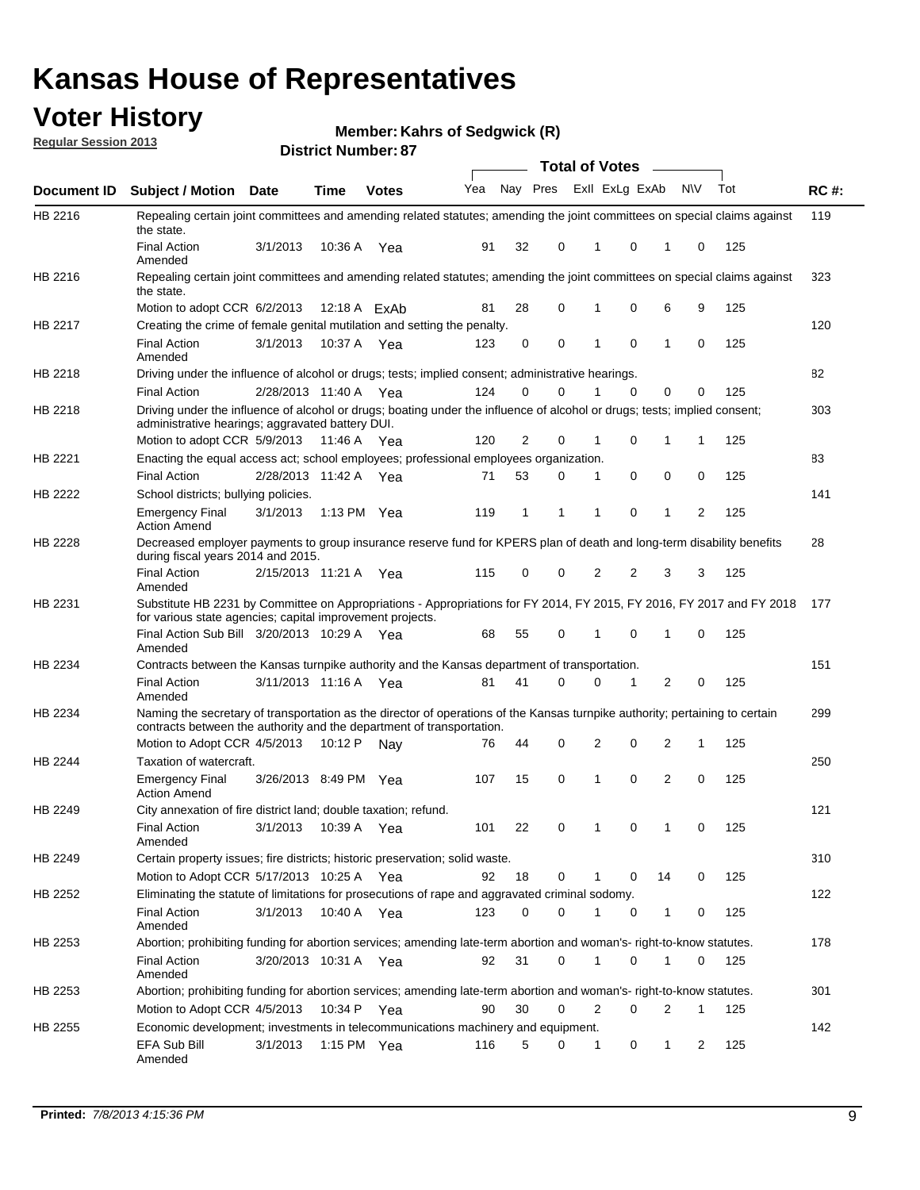# Kansas House of Representatives

## Voter History

**Regular Session 2013**

**Member: Kahrs of Sedgwick (R)**

**District Number: 87**

| Document ID | Subject / Motion | Date | Time | Votes | Yea | Nay | Pres | ExII | ExLg | ExAb | N\V | Tot | RC #: |
|---|---|---|---|---|---|---|---|---|---|---|---|---|---|
| HB 2216 | Repealing certain joint committees and amending related statutes; amending the joint committees on special claims against the state. | | | | | | | | | | | | 119 |
| | Final Action Amended | 3/1/2013 | 10:36 A | Yea | 91 | 32 | 0 | 1 | 0 | 1 | 0 | 125 | |
| HB 2216 | Repealing certain joint committees and amending related statutes; amending the joint committees on special claims against the state. | | | | | | | | | | | | 323 |
| | Motion to adopt CCR | 6/2/2013 | 12:18 A | ExAb | 81 | 28 | 0 | 1 | 0 | 6 | 9 | 125 | |
| HB 2217 | Creating the crime of female genital mutilation and setting the penalty. | | | | | | | | | | | | 120 |
| | Final Action Amended | 3/1/2013 | 10:37 A | Yea | 123 | 0 | 0 | 1 | 0 | 1 | 0 | 125 | |
| HB 2218 | Driving under the influence of alcohol or drugs; tests; implied consent; administrative hearings. | | | | | | | | | | | | 82 |
| | Final Action | 2/28/2013 | 11:40 A | Yea | 124 | 0 | 0 | 1 | 0 | 0 | 0 | 125 | |
| HB 2218 | Driving under the influence of alcohol or drugs; boating under the influence of alcohol or drugs; tests; implied consent; administrative hearings; aggravated battery DUI. | | | | | | | | | | | | 303 |
| | Motion to adopt CCR | 5/9/2013 | 11:46 A | Yea | 120 | 2 | 0 | 1 | 0 | 1 | 1 | 125 | |
| HB 2221 | Enacting the equal access act; school employees; professional employees organization. | | | | | | | | | | | | 83 |
| | Final Action | 2/28/2013 | 11:42 A | Yea | 71 | 53 | 0 | 1 | 0 | 0 | 0 | 125 | |
| HB 2222 | School districts; bullying policies. | | | | | | | | | | | | 141 |
| | Emergency Final Action Amend | 3/1/2013 | 1:13 PM | Yea | 119 | 1 | 1 | 1 | 0 | 1 | 2 | 125 | |
| HB 2228 | Decreased employer payments to group insurance reserve fund for KPERS plan of death and long-term disability benefits during fiscal years 2014 and 2015. | | | | | | | | | | | | 28 |
| | Final Action Amended | 2/15/2013 | 11:21 A | Yea | 115 | 0 | 0 | 2 | 2 | 3 | 3 | 125 | |
| HB 2231 | Substitute HB 2231 by Committee on Appropriations - Appropriations for FY 2014, FY 2015, FY 2016, FY 2017 and FY 2018 for various state agencies; capital improvement projects. | | | | | | | | | | | | 177 |
| | Final Action Sub Bill Amended | 3/20/2013 | 10:29 A | Yea | 68 | 55 | 0 | 1 | 0 | 1 | 0 | 125 | |
| HB 2234 | Contracts between the Kansas turnpike authority and the Kansas department of transportation. | | | | | | | | | | | | 151 |
| | Final Action Amended | 3/11/2013 | 11:16 A | Yea | 81 | 41 | 0 | 0 | 1 | 2 | 0 | 125 | |
| HB 2234 | Naming the secretary of transportation as the director of operations of the Kansas turnpike authority; pertaining to certain contracts between the authority and the department of transportation. | | | | | | | | | | | | 299 |
| | Motion to Adopt CCR | 4/5/2013 | 10:12 P | Nay | 76 | 44 | 0 | 2 | 0 | 2 | 1 | 125 | |
| HB 2244 | Taxation of watercraft. | | | | | | | | | | | | 250 |
| | Emergency Final Action Amend | 3/26/2013 | 8:49 PM | Yea | 107 | 15 | 0 | 1 | 0 | 2 | 0 | 125 | |
| HB 2249 | City annexation of fire district land; double taxation; refund. | | | | | | | | | | | | 121 |
| | Final Action Amended | 3/1/2013 | 10:39 A | Yea | 101 | 22 | 0 | 1 | 0 | 1 | 0 | 125 | |
| HB 2249 | Certain property issues; fire districts; historic preservation; solid waste. | | | | | | | | | | | | 310 |
| | Motion to Adopt CCR | 5/17/2013 | 10:25 A | Yea | 92 | 18 | 0 | 1 | 0 | 14 | 0 | 125 | |
| HB 2252 | Eliminating the statute of limitations for prosecutions of rape and aggravated criminal sodomy. | | | | | | | | | | | | 122 |
| | Final Action Amended | 3/1/2013 | 10:40 A | Yea | 123 | 0 | 0 | 1 | 0 | 1 | 0 | 125 | |
| HB 2253 | Abortion; prohibiting funding for abortion services; amending late-term abortion and woman's- right-to-know statutes. | | | | | | | | | | | | 178 |
| | Final Action Amended | 3/20/2013 | 10:31 A | Yea | 92 | 31 | 0 | 1 | 0 | 1 | 0 | 125 | |
| HB 2253 | Abortion; prohibiting funding for abortion services; amending late-term abortion and woman's- right-to-know statutes. | | | | | | | | | | | | 301 |
| | Motion to Adopt CCR | 4/5/2013 | 10:34 P | Yea | 90 | 30 | 0 | 2 | 0 | 2 | 1 | 125 | |
| HB 2255 | Economic development; investments in telecommunications machinery and equipment. | | | | | | | | | | | | 142 |
| | EFA Sub Bill Amended | 3/1/2013 | 1:15 PM | Yea | 116 | 5 | 0 | 1 | 0 | 1 | 2 | 125 | |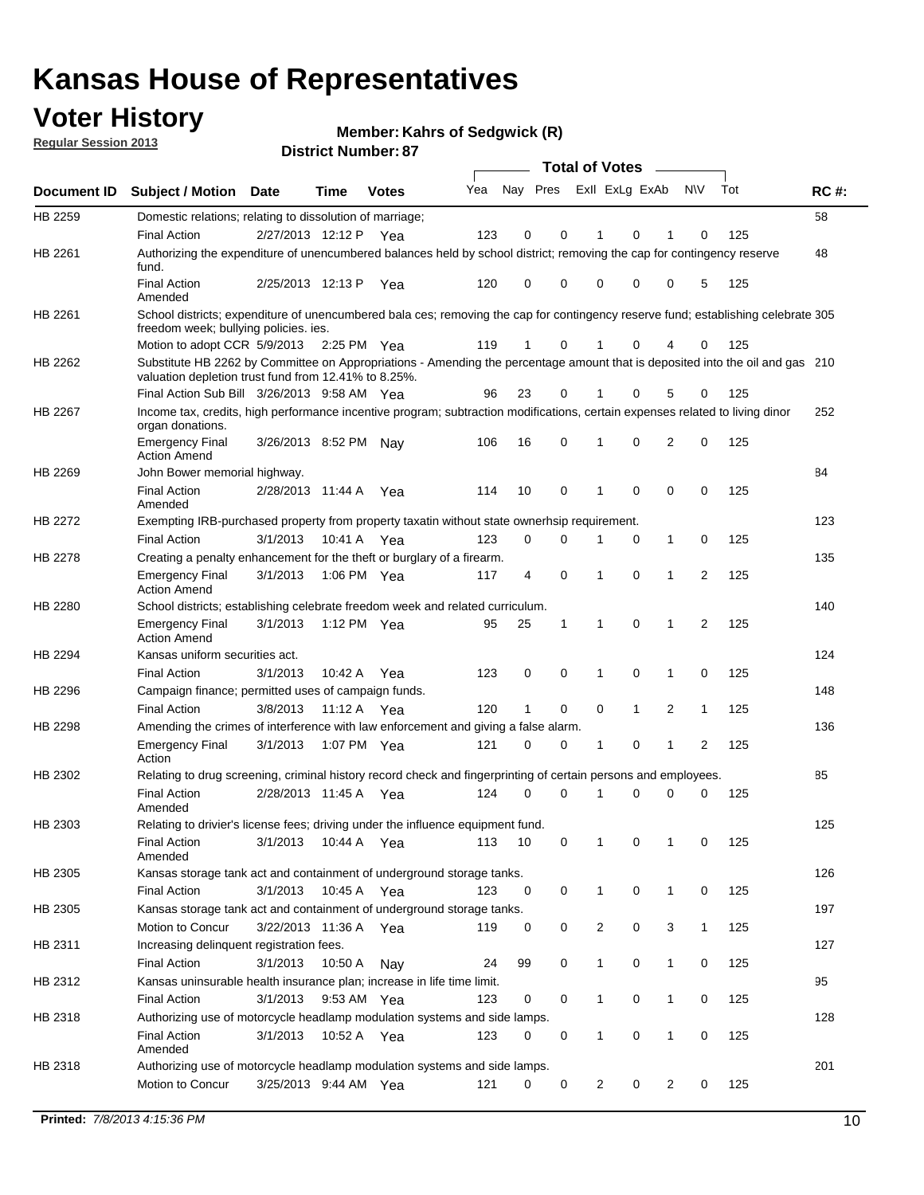# Kansas House of Representatives

## Voter History

**Regular Session 2013**

**Member: Kahrs of Sedgwick (R)**

**District Number: 87**

| Document ID | Subject / Motion | Date | Time | Votes | Yea | Nay | Pres | ExII | ExLg | ExAb | N\V | Tot | RC #: |
|---|---|---|---|---|---|---|---|---|---|---|---|---|---|
| HB 2259 | Domestic relations; relating to dissolution of marriage; | | | | | | | | | | | | 58 |
| | Final Action | 2/27/2013 | 12:12 P | Yea | 123 | 0 | 0 | 1 | 0 | 1 | 0 | 125 | |
| HB 2261 | Authorizing the expenditure of unencumbered balances held by school district; removing the cap for contingency reserve fund. | | | | | | | | | | | | 48 |
| | Final Action Amended | 2/25/2013 | 12:13 P | Yea | 120 | 0 | 0 | 0 | 0 | 0 | 5 | 125 | |
| HB 2261 | School districts; expenditure of unencumbered bala ces; removing the cap for contingency reserve fund; establishing celebrate freedom week; bullying policies. ies. | | | | | | | | | | | | 305 |
| | Motion to adopt CCR | 5/9/2013 | 2:25 PM | Yea | 119 | 1 | 0 | 1 | 0 | 4 | 0 | 125 | |
| HB 2262 | Substitute HB 2262 by Committee on Appropriations - Amending the percentage amount that is deposited into the oil and gas valuation depletion trust fund from 12.41% to 8.25%. | | | | | | | | | | | | 210 |
| | Final Action Sub Bill | 3/26/2013 | 9:58 AM | Yea | 96 | 23 | 0 | 1 | 0 | 5 | 0 | 125 | |
| HB 2267 | Income tax, credits, high performance incentive program; subtraction modifications, certain expenses related to living dinor organ donations. | | | | | | | | | | | | 252 |
| | Emergency Final Action Amend | 3/26/2013 | 8:52 PM | Nay | 106 | 16 | 0 | 1 | 0 | 2 | 0 | 125 | |
| HB 2269 | John Bower memorial highway. | | | | | | | | | | | | 84 |
| | Final Action Amended | 2/28/2013 | 11:44 A | Yea | 114 | 10 | 0 | 1 | 0 | 0 | 0 | 125 | |
| HB 2272 | Exempting IRB-purchased property from property taxatin without state ownerhsip requirement. | | | | | | | | | | | | 123 |
| | Final Action | 3/1/2013 | 10:41 A | Yea | 123 | 0 | 0 | 1 | 0 | 1 | 0 | 125 | |
| HB 2278 | Creating a penalty enhancement for the theft or burglary of a firearm. | | | | | | | | | | | | 135 |
| | Emergency Final Action Amend | 3/1/2013 | 1:06 PM | Yea | 117 | 4 | 0 | 1 | 0 | 1 | 2 | 125 | |
| HB 2280 | School districts; establishing celebrate freedom week and related curriculum. | | | | | | | | | | | | 140 |
| | Emergency Final Action Amend | 3/1/2013 | 1:12 PM | Yea | 95 | 25 | 1 | 1 | 0 | 1 | 2 | 125 | |
| HB 2294 | Kansas uniform securities act. | | | | | | | | | | | | 124 |
| | Final Action | 3/1/2013 | 10:42 A | Yea | 123 | 0 | 0 | 1 | 0 | 1 | 0 | 125 | |
| HB 2296 | Campaign finance; permitted uses of campaign funds. | | | | | | | | | | | | 148 |
| | Final Action | 3/8/2013 | 11:12 A | Yea | 120 | 1 | 0 | 0 | 1 | 2 | 1 | 125 | |
| HB 2298 | Amending the crimes of interference with law enforcement and giving a false alarm. | | | | | | | | | | | | 136 |
| | Emergency Final Action | 3/1/2013 | 1:07 PM | Yea | 121 | 0 | 0 | 1 | 0 | 1 | 2 | 125 | |
| HB 2302 | Relating to drug screening, criminal history record check and fingerprinting of certain persons and employees. | | | | | | | | | | | | 85 |
| | Final Action Amended | 2/28/2013 | 11:45 A | Yea | 124 | 0 | 0 | 1 | 0 | 0 | 0 | 125 | |
| HB 2303 | Relating to drivier's license fees; driving under the influence equipment fund. | | | | | | | | | | | | 125 |
| | Final Action Amended | 3/1/2013 | 10:44 A | Yea | 113 | 10 | 0 | 1 | 0 | 1 | 0 | 125 | |
| HB 2305 | Kansas storage tank act and containment of underground storage tanks. | | | | | | | | | | | | 126 |
| | Final Action | 3/1/2013 | 10:45 A | Yea | 123 | 0 | 0 | 1 | 0 | 1 | 0 | 125 | |
| HB 2305 | Kansas storage tank act and containment of underground storage tanks. | | | | | | | | | | | | 197 |
| | Motion to Concur | 3/22/2013 | 11:36 A | Yea | 119 | 0 | 0 | 2 | 0 | 3 | 1 | 125 | |
| HB 2311 | Increasing delinquent registration fees. | | | | | | | | | | | | 127 |
| | Final Action | 3/1/2013 | 10:50 A | Nay | 24 | 99 | 0 | 1 | 0 | 1 | 0 | 125 | |
| HB 2312 | Kansas uninsurable health insurance plan; increase in life time limit. | | | | | | | | | | | | 95 |
| | Final Action | 3/1/2013 | 9:53 AM | Yea | 123 | 0 | 0 | 1 | 0 | 1 | 0 | 125 | |
| HB 2318 | Authorizing use of motorcycle headlamp modulation systems and side lamps. | | | | | | | | | | | | 128 |
| | Final Action Amended | 3/1/2013 | 10:52 A | Yea | 123 | 0 | 0 | 1 | 0 | 1 | 0 | 125 | |
| HB 2318 | Authorizing use of motorcycle headlamp modulation systems and side lamps. | | | | | | | | | | | | 201 |
| | Motion to Concur | 3/25/2013 | 9:44 AM | Yea | 121 | 0 | 0 | 2 | 0 | 2 | 0 | 125 | |

**Printed:** *7/8/2013 4:15:36 PM*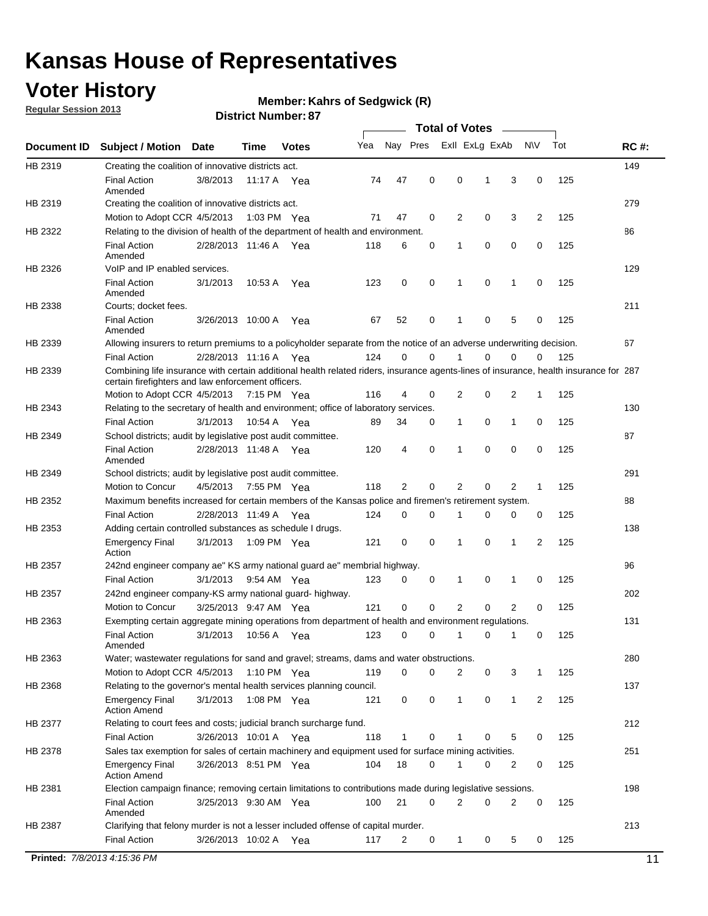# Kansas House of Representatives

## Voter History

**Regular Session 2013**

**Member: Kahrs of Sedgwick (R)**

**District Number: 87**

| Document ID | Subject / Motion | Date | Time | Votes | Yea | Nay | Pres | ExII | ExLg | ExAb | N\V | Tot | RC #: |
|---|---|---|---|---|---|---|---|---|---|---|---|---|---|
| HB 2319 | Creating the coalition of innovative districts act. | | | | | | | | | | | | 149 |
| | Final Action Amended | 3/8/2013 | 11:17 A | Yea | 74 | 47 | 0 | 0 | 1 | 3 | 0 | 125 | |
| HB 2319 | Creating the coalition of innovative districts act. | | | | | | | | | | | | 279 |
| | Motion to Adopt CCR | 4/5/2013 | 1:03 PM | Yea | 71 | 47 | 0 | 2 | 0 | 3 | 2 | 125 | |
| HB 2322 | Relating to the division of health of the department of health and environment. | | | | | | | | | | | | 86 |
| | Final Action Amended | 2/28/2013 | 11:46 A | Yea | 118 | 6 | 0 | 1 | 0 | 0 | 0 | 125 | |
| HB 2326 | VoIP and IP enabled services. | | | | | | | | | | | | 129 |
| | Final Action Amended | 3/1/2013 | 10:53 A | Yea | 123 | 0 | 0 | 1 | 0 | 1 | 0 | 125 | |
| HB 2338 | Courts; docket fees. | | | | | | | | | | | | 211 |
| | Final Action Amended | 3/26/2013 | 10:00 A | Yea | 67 | 52 | 0 | 1 | 0 | 5 | 0 | 125 | |
| HB 2339 | Allowing insurers to return premiums to a policyholder separate from the notice of an adverse underwriting decision. | | | | | | | | | | | | 67 |
| | Final Action | 2/28/2013 | 11:16 A | Yea | 124 | 0 | 0 | 1 | 0 | 0 | 0 | 125 | |
| HB 2339 | Combining life insurance with certain additional health related riders, insurance agents-lines of insurance, health insurance for certain firefighters and law enforcement officers. | | | | | | | | | | | | 287 |
| | Motion to Adopt CCR | 4/5/2013 | 7:15 PM | Yea | 116 | 4 | 0 | 2 | 0 | 2 | 1 | 125 | |
| HB 2343 | Relating to the secretary of health and environment; office of laboratory services. | | | | | | | | | | | | 130 |
| | Final Action | 3/1/2013 | 10:54 A | Yea | 89 | 34 | 0 | 1 | 0 | 1 | 0 | 125 | |
| HB 2349 | School districts; audit by legislative post audit committee. | | | | | | | | | | | | 87 |
| | Final Action Amended | 2/28/2013 | 11:48 A | Yea | 120 | 4 | 0 | 1 | 0 | 0 | 0 | 125 | |
| HB 2349 | School districts; audit by legislative post audit committee. | | | | | | | | | | | | 291 |
| | Motion to Concur | 4/5/2013 | 7:55 PM | Yea | 118 | 2 | 0 | 2 | 0 | 2 | 1 | 125 | |
| HB 2352 | Maximum benefits increased for certain members of the Kansas police and firemen's retirement system. | | | | | | | | | | | | 88 |
| | Final Action | 2/28/2013 | 11:49 A | Yea | 124 | 0 | 0 | 1 | 0 | 0 | 0 | 125 | |
| HB 2353 | Adding certain controlled substances as schedule I drugs. | | | | | | | | | | | | 138 |
| | Emergency Final Action | 3/1/2013 | 1:09 PM | Yea | 121 | 0 | 0 | 1 | 0 | 1 | 2 | 125 | |
| HB 2357 | 242nd engineer company ae" KS army national guard ae" membrial highway. | | | | | | | | | | | | 96 |
| | Final Action | 3/1/2013 | 9:54 AM | Yea | 123 | 0 | 0 | 1 | 0 | 1 | 0 | 125 | |
| HB 2357 | 242nd engineer company-KS army national guard- highway. | | | | | | | | | | | | 202 |
| | Motion to Concur | 3/25/2013 | 9:47 AM | Yea | 121 | 0 | 0 | 2 | 0 | 2 | 0 | 125 | |
| HB 2363 | Exempting certain aggregate mining operations from department of health and environment regulations. | | | | | | | | | | | | 131 |
| | Final Action Amended | 3/1/2013 | 10:56 A | Yea | 123 | 0 | 0 | 1 | 0 | 1 | 0 | 125 | |
| HB 2363 | Water; wastewater regulations for sand and gravel; streams, dams and water obstructions. | | | | | | | | | | | | 280 |
| | Motion to Adopt CCR | 4/5/2013 | 1:10 PM | Yea | 119 | 0 | 0 | 2 | 0 | 3 | 1 | 125 | |
| HB 2368 | Relating to the governor's mental health services planning council. | | | | | | | | | | | | 137 |
| | Emergency Final Action Amend | 3/1/2013 | 1:08 PM | Yea | 121 | 0 | 0 | 1 | 0 | 1 | 2 | 125 | |
| HB 2377 | Relating to court fees and costs; judicial branch surcharge fund. | | | | | | | | | | | | 212 |
| | Final Action | 3/26/2013 | 10:01 A | Yea | 118 | 1 | 0 | 1 | 0 | 5 | 0 | 125 | |
| HB 2378 | Sales tax exemption for sales of certain machinery and equipment used for surface mining activities. | | | | | | | | | | | | 251 |
| | Emergency Final Action Amend | 3/26/2013 | 8:51 PM | Yea | 104 | 18 | 0 | 1 | 0 | 2 | 0 | 125 | |
| HB 2381 | Election campaign finance; removing certain limitations to contributions made during legislative sessions. | | | | | | | | | | | | 198 |
| | Final Action Amended | 3/25/2013 | 9:30 AM | Yea | 100 | 21 | 0 | 2 | 0 | 2 | 0 | 125 | |
| HB 2387 | Clarifying that felony murder is not a lesser included offense of capital murder. | | | | | | | | | | | | 213 |
| | Final Action | 3/26/2013 | 10:02 A | Yea | 117 | 2 | 0 | 1 | 0 | 5 | 0 | 125 | |

**Printed:** *7/8/2013 4:15:36 PM*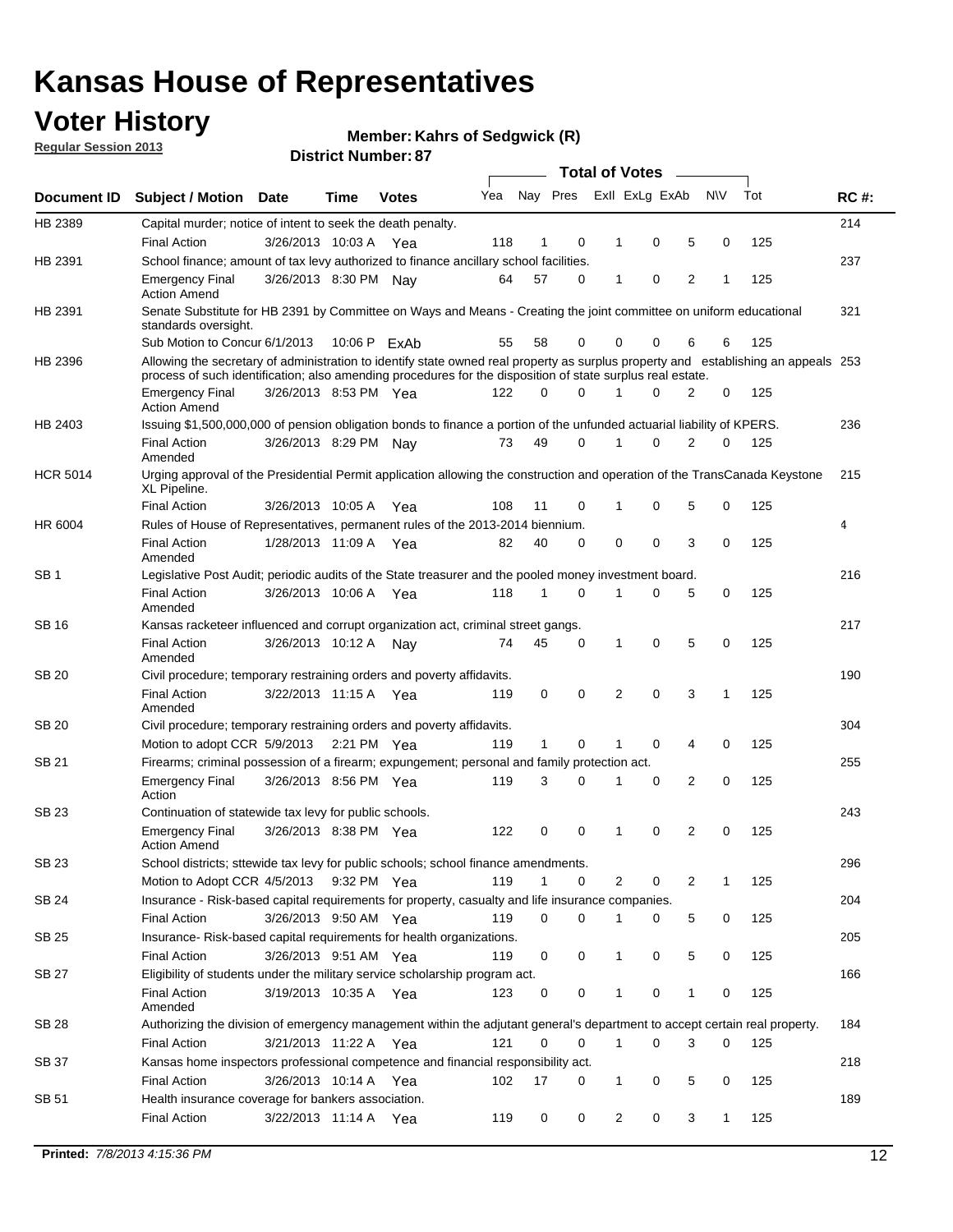# Kansas House of Representatives

## Voter History

**Regular Session 2013**

**Member: Kahrs of Sedgwick (R)**

**District Number: 87**

| Document ID | Subject / Motion | Date | Time | Votes | Yea | Nay | Pres | ExII | ExLg | ExAb | N\V | Tot | RC #: |
|---|---|---|---|---|---|---|---|---|---|---|---|---|---|
| HB 2389 | Capital murder; notice of intent to seek the death penalty. | | | | | | | | | | | | 214 |
| | Final Action | 3/26/2013 | 10:03 A | Yea | 118 | 1 | 0 | 1 | 0 | 5 | 0 | 125 | |
| HB 2391 | School finance; amount of tax levy authorized to finance ancillary school facilities. | | | | | | | | | | | | 237 |
| | Emergency Final Action Amend | 3/26/2013 | 8:30 PM | Nay | 64 | 57 | 0 | 1 | 0 | 2 | 1 | 125 | |
| HB 2391 | Senate Substitute for HB 2391 by Committee on Ways and Means - Creating the joint committee on uniform educational standards oversight. | | | | | | | | | | | | 321 |
| | Sub Motion to Concur | 6/1/2013 | 10:06 P | ExAb | 55 | 58 | 0 | 0 | 0 | 6 | 6 | 125 | |
| HB 2396 | Allowing the secretary of administration to identify state owned real property as surplus property and establishing an appeals process of such identification; also amending procedures for the disposition of state surplus real estate. | | | | | | | | | | | | 253 |
| | Emergency Final Action Amend | 3/26/2013 | 8:53 PM | Yea | 122 | 0 | 0 | 1 | 0 | 2 | 0 | 125 | |
| HB 2403 | Issuing $1,500,000,000 of pension obligation bonds to finance a portion of the unfunded actuarial liability of KPERS. | | | | | | | | | | | | 236 |
| | Final Action Amended | 3/26/2013 | 8:29 PM | Nay | 73 | 49 | 0 | 1 | 0 | 2 | 0 | 125 | |
| HCR 5014 | Urging approval of the Presidential Permit application allowing the construction and operation of the TransCanada Keystone XL Pipeline. | | | | | | | | | | | | 215 |
| | Final Action | 3/26/2013 | 10:05 A | Yea | 108 | 11 | 0 | 1 | 0 | 5 | 0 | 125 | |
| HR 6004 | Rules of House of Representatives, permanent rules of the 2013-2014 biennium. | | | | | | | | | | | | 4 |
| | Final Action Amended | 1/28/2013 | 11:09 A | Yea | 82 | 40 | 0 | 0 | 0 | 3 | 0 | 125 | |
| SB 1 | Legislative Post Audit; periodic audits of the State treasurer and the pooled money investment board. | | | | | | | | | | | | 216 |
| | Final Action Amended | 3/26/2013 | 10:06 A | Yea | 118 | 1 | 0 | 1 | 0 | 5 | 0 | 125 | |
| SB 16 | Kansas racketeer influenced and corrupt organization act, criminal street gangs. | | | | | | | | | | | | 217 |
| | Final Action Amended | 3/26/2013 | 10:12 A | Nay | 74 | 45 | 0 | 1 | 0 | 5 | 0 | 125 | |
| SB 20 | Civil procedure; temporary restraining orders and poverty affidavits. | | | | | | | | | | | | 190 |
| | Final Action Amended | 3/22/2013 | 11:15 A | Yea | 119 | 0 | 0 | 2 | 0 | 3 | 1 | 125 | |
| SB 20 | Civil procedure; temporary restraining orders and poverty affidavits. | | | | | | | | | | | | 304 |
| | Motion to adopt CCR | 5/9/2013 | 2:21 PM | Yea | 119 | 1 | 0 | 1 | 0 | 4 | 0 | 125 | |
| SB 21 | Firearms; criminal possession of a firearm; expungement; personal and family protection act. | | | | | | | | | | | | 255 |
| | Emergency Final Action | 3/26/2013 | 8:56 PM | Yea | 119 | 3 | 0 | 1 | 0 | 2 | 0 | 125 | |
| SB 23 | Continuation of statewide tax levy for public schools. | | | | | | | | | | | | 243 |
| | Emergency Final Action Amend | 3/26/2013 | 8:38 PM | Yea | 122 | 0 | 0 | 1 | 0 | 2 | 0 | 125 | |
| SB 23 | School districts; sttewide tax levy for public schools; school finance amendments. | | | | | | | | | | | | 296 |
| | Motion to Adopt CCR | 4/5/2013 | 9:32 PM | Yea | 119 | 1 | 0 | 2 | 0 | 2 | 1 | 125 | |
| SB 24 | Insurance - Risk-based capital requirements for property, casualty and life insurance companies. | | | | | | | | | | | | 204 |
| | Final Action | 3/26/2013 | 9:50 AM | Yea | 119 | 0 | 0 | 1 | 0 | 5 | 0 | 125 | |
| SB 25 | Insurance- Risk-based capital requirements for health organizations. | | | | | | | | | | | | 205 |
| | Final Action | 3/26/2013 | 9:51 AM | Yea | 119 | 0 | 0 | 1 | 0 | 5 | 0 | 125 | |
| SB 27 | Eligibility of students under the military service scholarship program act. | | | | | | | | | | | | 166 |
| | Final Action Amended | 3/19/2013 | 10:35 A | Yea | 123 | 0 | 0 | 1 | 0 | 1 | 0 | 125 | |
| SB 28 | Authorizing the division of emergency management within the adjutant general's department to accept certain real property. | | | | | | | | | | | | 184 |
| | Final Action | 3/21/2013 | 11:22 A | Yea | 121 | 0 | 0 | 1 | 0 | 3 | 0 | 125 | |
| SB 37 | Kansas home inspectors professional competence and financial responsibility act. | | | | | | | | | | | | 218 |
| | Final Action | 3/26/2013 | 10:14 A | Yea | 102 | 17 | 0 | 1 | 0 | 5 | 0 | 125 | |
| SB 51 | Health insurance coverage for bankers association. | | | | | | | | | | | | 189 |
| | Final Action | 3/22/2013 | 11:14 A | Yea | 119 | 0 | 0 | 2 | 0 | 3 | 1 | 125 | |

**Printed:** *7/8/2013 4:15:36 PM*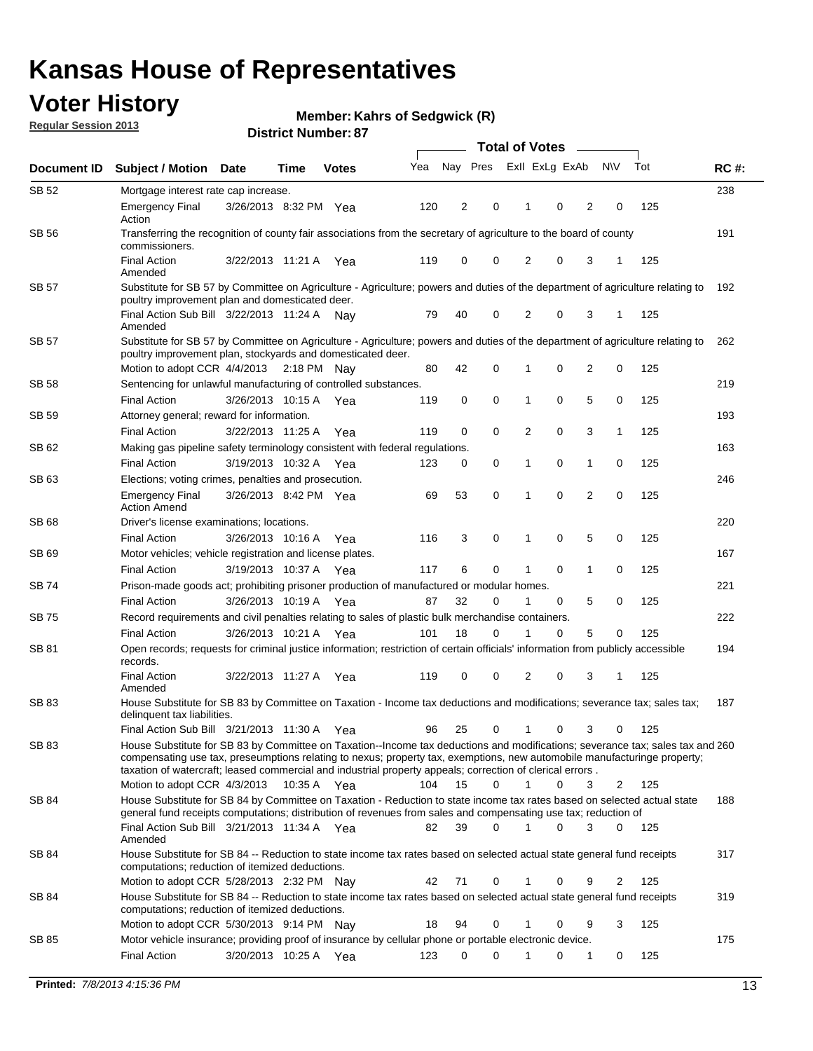# Kansas House of Representatives

## Voter History

**Regular Session 2013**

**Member: Kahrs of Sedgwick (R)**

**District Number: 87**

| Document ID | Subject / Motion | Date | Time | Votes | Yea | Nay | Pres | ExII | ExLg | ExAb | N\V | Tot | RC #: |
|---|---|---|---|---|---|---|---|---|---|---|---|---|---|
| SB 52 | Mortgage interest rate cap increase. | | | | | | | | | | | | 238 |
| | Emergency Final Action | 3/26/2013 | 8:32 PM | Yea | 120 | 2 | 0 | 1 | 0 | 2 | 0 | 125 | |
| SB 56 | Transferring the recognition of county fair associations from the secretary of agriculture to the board of county commissioners. | | | | | | | | | | | | 191 |
| | Final Action Amended | 3/22/2013 | 11:21 A | Yea | 119 | 0 | 0 | 2 | 0 | 3 | 1 | 125 | |
| SB 57 | Substitute for SB 57 by Committee on Agriculture - Agriculture; powers and duties of the department of agriculture relating to poultry improvement plan and domesticated deer. | | | | | | | | | | | | 192 |
| | Final Action Sub Bill Amended | 3/22/2013 | 11:24 A | Nay | 79 | 40 | 0 | 2 | 0 | 3 | 1 | 125 | |
| SB 57 | Substitute for SB 57 by Committee on Agriculture - Agriculture; powers and duties of the department of agriculture relating to poultry improvement plan, stockyards and domesticated deer. | | | | | | | | | | | | 262 |
| | Motion to adopt CCR | 4/4/2013 | 2:18 PM | Nay | 80 | 42 | 0 | 1 | 0 | 2 | 0 | 125 | |
| SB 58 | Sentencing for unlawful manufacturing of controlled substances. | | | | | | | | | | | | 219 |
| | Final Action | 3/26/2013 | 10:15 A | Yea | 119 | 0 | 0 | 1 | 0 | 5 | 0 | 125 | |
| SB 59 | Attorney general; reward for information. | | | | | | | | | | | | 193 |
| | Final Action | 3/22/2013 | 11:25 A | Yea | 119 | 0 | 0 | 2 | 0 | 3 | 1 | 125 | |
| SB 62 | Making gas pipeline safety terminology consistent with federal regulations. | | | | | | | | | | | | 163 |
| | Final Action | 3/19/2013 | 10:32 A | Yea | 123 | 0 | 0 | 1 | 0 | 1 | 0 | 125 | |
| SB 63 | Elections; voting crimes, penalties and prosecution. | | | | | | | | | | | | 246 |
| | Emergency Final Action Amend | 3/26/2013 | 8:42 PM | Yea | 69 | 53 | 0 | 1 | 0 | 2 | 0 | 125 | |
| SB 68 | Driver's license examinations; locations. | | | | | | | | | | | | 220 |
| | Final Action | 3/26/2013 | 10:16 A | Yea | 116 | 3 | 0 | 1 | 0 | 5 | 0 | 125 | |
| SB 69 | Motor vehicles; vehicle registration and license plates. | | | | | | | | | | | | 167 |
| | Final Action | 3/19/2013 | 10:37 A | Yea | 117 | 6 | 0 | 1 | 0 | 1 | 0 | 125 | |
| SB 74 | Prison-made goods act; prohibiting prisoner production of manufactured or modular homes. | | | | | | | | | | | | 221 |
| | Final Action | 3/26/2013 | 10:19 A | Yea | 87 | 32 | 0 | 1 | 0 | 5 | 0 | 125 | |
| SB 75 | Record requirements and civil penalties relating to sales of plastic bulk merchandise containers. | | | | | | | | | | | | 222 |
| | Final Action | 3/26/2013 | 10:21 A | Yea | 101 | 18 | 0 | 1 | 0 | 5 | 0 | 125 | |
| SB 81 | Open records; requests for criminal justice information; restriction of certain officials' information from publicly accessible records. | | | | | | | | | | | | 194 |
| | Final Action Amended | 3/22/2013 | 11:27 A | Yea | 119 | 0 | 0 | 2 | 0 | 3 | 1 | 125 | |
| SB 83 | House Substitute for SB 83 by Committee on Taxation - Income tax deductions and modifications; severance tax; sales tax; delinquent tax liabilities. | | | | | | | | | | | | 187 |
| | Final Action Sub Bill | 3/21/2013 | 11:30 A | Yea | 96 | 25 | 0 | 1 | 0 | 3 | 0 | 125 | |
| SB 83 | House Substitute for SB 83 by Committee on Taxation--Income tax deductions and modifications; severance tax; sales tax and compensating use tax, preseumptions relating to nexus; property tax, exemptions, new automobile manufacturinge property; taxation of watercraft; leased commercial and industrial property appeals; correction of clerical errors . | | | | | | | | | | | | 260 |
| | Motion to adopt CCR | 4/3/2013 | 10:35 A | Yea | 104 | 15 | 0 | 1 | 0 | 3 | 2 | 125 | |
| SB 84 | House Substitute for SB 84 by Committee on Taxation - Reduction to state income tax rates based on selected actual state general fund receipts computations; distribution of revenues from sales and compensating use tax; reduction of | | | | | | | | | | | | 188 |
| | Final Action Sub Bill Amended | 3/21/2013 | 11:34 A | Yea | 82 | 39 | 0 | 1 | 0 | 3 | 0 | 125 | |
| SB 84 | House Substitute for SB 84 -- Reduction to state income tax rates based on selected actual state general fund receipts computations; reduction of itemized deductions. | | | | | | | | | | | | 317 |
| | Motion to adopt CCR | 5/28/2013 | 2:32 PM | Nay | 42 | 71 | 0 | 1 | 0 | 9 | 2 | 125 | |
| SB 84 | House Substitute for SB 84 -- Reduction to state income tax rates based on selected actual state general fund receipts computations; reduction of itemized deductions. | | | | | | | | | | | | 319 |
| | Motion to adopt CCR | 5/30/2013 | 9:14 PM | Nay | 18 | 94 | 0 | 1 | 0 | 9 | 3 | 125 | |
| SB 85 | Motor vehicle insurance; providing proof of insurance by cellular phone or portable electronic device. | | | | | | | | | | | | 175 |
| | Final Action | 3/20/2013 | 10:25 A | Yea | 123 | 0 | 0 | 1 | 0 | 1 | 0 | 125 | |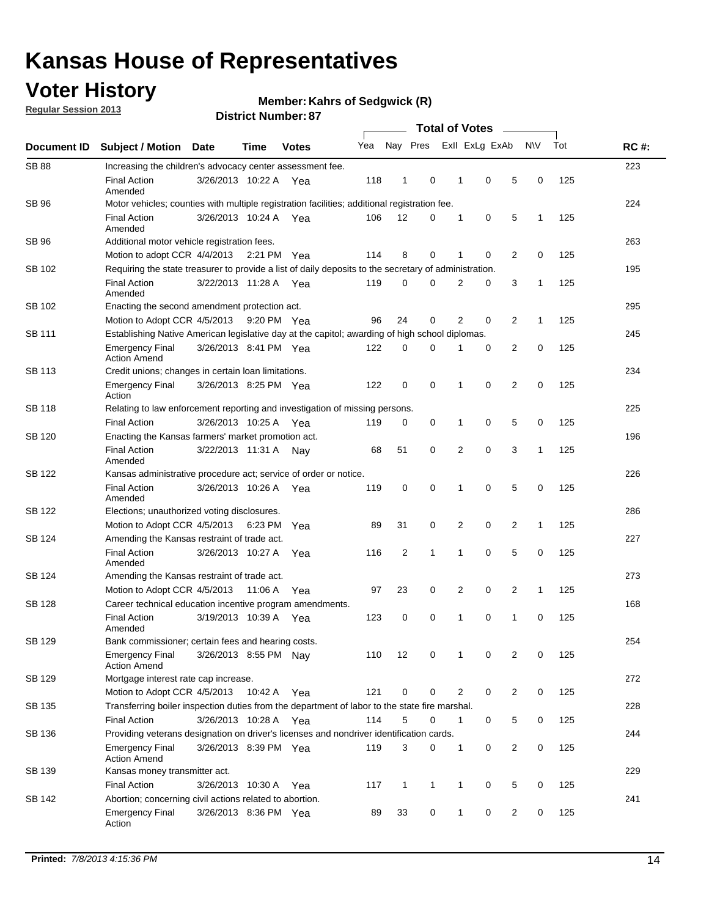# Kansas House of Representatives

## Voter History

**Regular Session 2013**

**Member: Kahrs of Sedgwick (R)**

**District Number: 87**

| Document ID | Subject / Motion | Date | Time | Votes | Yea | Nay | Pres | ExII | ExLg | ExAb | N\V | Tot | RC #: |
|---|---|---|---|---|---|---|---|---|---|---|---|---|---|
| SB 88 | Increasing the children's advocacy center assessment fee. | | | | | | | | | | | | 223 |
| | Final Action Amended | 3/26/2013 | 10:22 A | Yea | 118 | 1 | 0 | 1 | 0 | 5 | 0 | 125 | |
| SB 96 | Motor vehicles; counties with multiple registration facilities; additional registration fee. | | | | | | | | | | | | 224 |
| | Final Action Amended | 3/26/2013 | 10:24 A | Yea | 106 | 12 | 0 | 1 | 0 | 5 | 1 | 125 | |
| SB 96 | Additional motor vehicle registration fees. | | | | | | | | | | | | 263 |
| | Motion to adopt CCR | 4/4/2013 | 2:21 PM | Yea | 114 | 8 | 0 | 1 | 0 | 2 | 0 | 125 | |
| SB 102 | Requiring the state treasurer to provide a list of daily deposits to the secretary of administration. | | | | | | | | | | | | 195 |
| | Final Action Amended | 3/22/2013 | 11:28 A | Yea | 119 | 0 | 0 | 2 | 0 | 3 | 1 | 125 | |
| SB 102 | Enacting the second amendment protection act. | | | | | | | | | | | | 295 |
| | Motion to Adopt CCR | 4/5/2013 | 9:20 PM | Yea | 96 | 24 | 0 | 2 | 0 | 2 | 1 | 125 | |
| SB 111 | Establishing Native American legislative day at the capitol; awarding of high school diplomas. | | | | | | | | | | | | 245 |
| | Emergency Final Action Amend | 3/26/2013 | 8:41 PM | Yea | 122 | 0 | 0 | 1 | 0 | 2 | 0 | 125 | |
| SB 113 | Credit unions; changes in certain loan limitations. | | | | | | | | | | | | 234 |
| | Emergency Final Action | 3/26/2013 | 8:25 PM | Yea | 122 | 0 | 0 | 1 | 0 | 2 | 0 | 125 | |
| SB 118 | Relating to law enforcement reporting and investigation of missing persons. | | | | | | | | | | | | 225 |
| | Final Action | 3/26/2013 | 10:25 A | Yea | 119 | 0 | 0 | 1 | 0 | 5 | 0 | 125 | |
| SB 120 | Enacting the Kansas farmers' market promotion act. | | | | | | | | | | | | 196 |
| | Final Action Amended | 3/22/2013 | 11:31 A | Nay | 68 | 51 | 0 | 2 | 0 | 3 | 1 | 125 | |
| SB 122 | Kansas administrative procedure act; service of order or notice. | | | | | | | | | | | | 226 |
| | Final Action Amended | 3/26/2013 | 10:26 A | Yea | 119 | 0 | 0 | 1 | 0 | 5 | 0 | 125 | |
| SB 122 | Elections; unauthorized voting disclosures. | | | | | | | | | | | | 286 |
| | Motion to Adopt CCR | 4/5/2013 | 6:23 PM | Yea | 89 | 31 | 0 | 2 | 0 | 2 | 1 | 125 | |
| SB 124 | Amending the Kansas restraint of trade act. | | | | | | | | | | | | 227 |
| | Final Action Amended | 3/26/2013 | 10:27 A | Yea | 116 | 2 | 1 | 1 | 0 | 5 | 0 | 125 | |
| SB 124 | Amending the Kansas restraint of trade act. | | | | | | | | | | | | 273 |
| | Motion to Adopt CCR | 4/5/2013 | 11:06 A | Yea | 97 | 23 | 0 | 2 | 0 | 2 | 1 | 125 | |
| SB 128 | Career technical education incentive program amendments. | | | | | | | | | | | | 168 |
| | Final Action Amended | 3/19/2013 | 10:39 A | Yea | 123 | 0 | 0 | 1 | 0 | 1 | 0 | 125 | |
| SB 129 | Bank commissioner; certain fees and hearing costs. | | | | | | | | | | | | 254 |
| | Emergency Final Action Amend | 3/26/2013 | 8:55 PM | Nay | 110 | 12 | 0 | 1 | 0 | 2 | 0 | 125 | |
| SB 129 | Mortgage interest rate cap increase. | | | | | | | | | | | | 272 |
| | Motion to Adopt CCR | 4/5/2013 | 10:42 A | Yea | 121 | 0 | 0 | 2 | 0 | 2 | 0 | 125 | |
| SB 135 | Transferring boiler inspection duties from the department of labor to the state fire marshal. | | | | | | | | | | | | 228 |
| | Final Action | 3/26/2013 | 10:28 A | Yea | 114 | 5 | 0 | 1 | 0 | 5 | 0 | 125 | |
| SB 136 | Providing veterans designation on driver's licenses and nondriver identification cards. | | | | | | | | | | | | 244 |
| | Emergency Final Action Amend | 3/26/2013 | 8:39 PM | Yea | 119 | 3 | 0 | 1 | 0 | 2 | 0 | 125 | |
| SB 139 | Kansas money transmitter act. | | | | | | | | | | | | 229 |
| | Final Action | 3/26/2013 | 10:30 A | Yea | 117 | 1 | 1 | 1 | 0 | 5 | 0 | 125 | |
| SB 142 | Abortion; concerning civil actions related to abortion. | | | | | | | | | | | | 241 |
| | Emergency Final Action | 3/26/2013 | 8:36 PM | Yea | 89 | 33 | 0 | 1 | 0 | 2 | 0 | 125 | |

**Printed:** *7/8/2013 4:15:36 PM*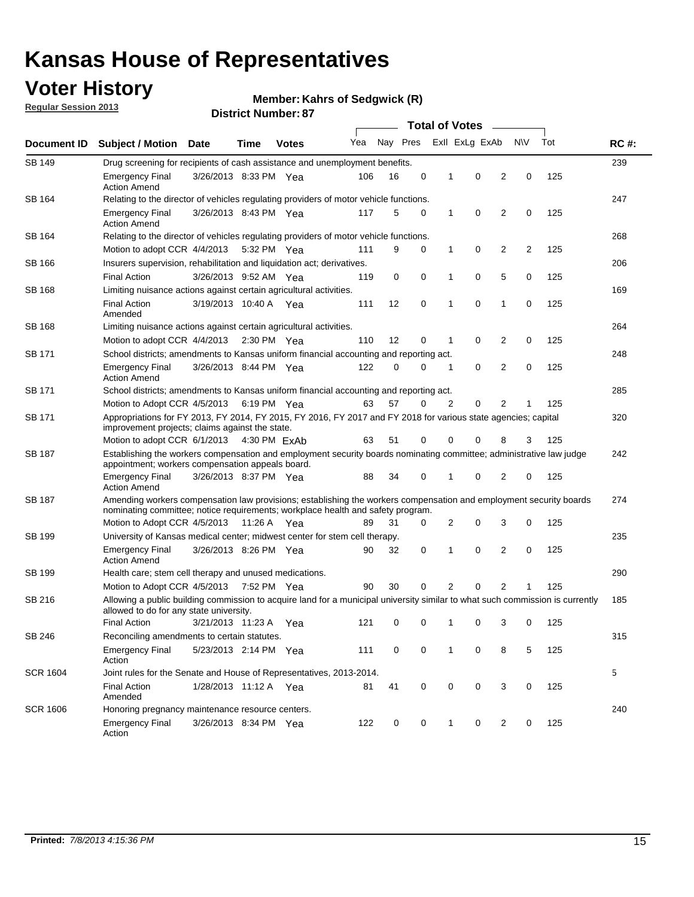# Kansas House of Representatives

## Voter History

**Regular Session 2013**

**Member: Kahrs of Sedgwick (R)**

**District Number: 87**

| Document ID | Subject / Motion | Date | Time | Votes | Yea | Nay | Pres | ExII | ExLg | ExAb | N\V | Tot | RC #: |
|---|---|---|---|---|---|---|---|---|---|---|---|---|---|
| SB 149 | Drug screening for recipients of cash assistance and unemployment benefits. | | | | | | | | | | | | 239 |
| | Emergency Final Action Amend | 3/26/2013 | 8:33 PM | Yea | 106 | 16 | 0 | 1 | 0 | 2 | 0 | 125 | |
| SB 164 | Relating to the director of vehicles regulating providers of motor vehicle functions. | | | | | | | | | | | | 247 |
| | Emergency Final Action Amend | 3/26/2013 | 8:43 PM | Yea | 117 | 5 | 0 | 1 | 0 | 2 | 0 | 125 | |
| SB 164 | Relating to the director of vehicles regulating providers of motor vehicle functions. | | | | | | | | | | | | 268 |
| | Motion to adopt CCR | 4/4/2013 | 5:32 PM | Yea | 111 | 9 | 0 | 1 | 0 | 2 | 2 | 125 | |
| SB 166 | Insurers supervision, rehabilitation and liquidation act; derivatives. | | | | | | | | | | | | 206 |
| | Final Action | 3/26/2013 | 9:52 AM | Yea | 119 | 0 | 0 | 1 | 0 | 5 | 0 | 125 | |
| SB 168 | Limiting nuisance actions against certain agricultural activities. | | | | | | | | | | | | 169 |
| | Final Action Amended | 3/19/2013 | 10:40 A | Yea | 111 | 12 | 0 | 1 | 0 | 1 | 0 | 125 | |
| SB 168 | Limiting nuisance actions against certain agricultural activities. | | | | | | | | | | | | 264 |
| | Motion to adopt CCR | 4/4/2013 | 2:30 PM | Yea | 110 | 12 | 0 | 1 | 0 | 2 | 0 | 125 | |
| SB 171 | School districts; amendments to Kansas uniform financial accounting and reporting act. | | | | | | | | | | | | 248 |
| | Emergency Final Action Amend | 3/26/2013 | 8:44 PM | Yea | 122 | 0 | 0 | 1 | 0 | 2 | 0 | 125 | |
| SB 171 | School districts; amendments to Kansas uniform financial accounting and reporting act. | | | | | | | | | | | | 285 |
| | Motion to Adopt CCR | 4/5/2013 | 6:19 PM | Yea | 63 | 57 | 0 | 2 | 0 | 2 | 1 | 125 | |
| SB 171 | Appropriations for FY 2013, FY 2014, FY 2015, FY 2016, FY 2017 and FY 2018 for various state agencies; capital improvement projects; claims against the state. | | | | | | | | | | | | 320 |
| | Motion to adopt CCR | 6/1/2013 | 4:30 PM | ExAb | 63 | 51 | 0 | 0 | 0 | 8 | 3 | 125 | |
| SB 187 | Establishing the workers compensation and employment security boards nominating committee; administrative law judge appointment; workers compensation appeals board. | | | | | | | | | | | | 242 |
| | Emergency Final Action Amend | 3/26/2013 | 8:37 PM | Yea | 88 | 34 | 0 | 1 | 0 | 2 | 0 | 125 | |
| SB 187 | Amending workers compensation law provisions; establishing the workers compensation and employment security boards nominating committee; notice requirements; workplace health and safety program. | | | | | | | | | | | | 274 |
| | Motion to Adopt CCR | 4/5/2013 | 11:26 A | Yea | 89 | 31 | 0 | 2 | 0 | 3 | 0 | 125 | |
| SB 199 | University of Kansas medical center; midwest center for stem cell therapy. | | | | | | | | | | | | 235 |
| | Emergency Final Action Amend | 3/26/2013 | 8:26 PM | Yea | 90 | 32 | 0 | 1 | 0 | 2 | 0 | 125 | |
| SB 199 | Health care; stem cell therapy and unused medications. | | | | | | | | | | | | 290 |
| | Motion to Adopt CCR | 4/5/2013 | 7:52 PM | Yea | 90 | 30 | 0 | 2 | 0 | 2 | 1 | 125 | |
| SB 216 | Allowing a public building commission to acquire land for a municipal university similar to what such commission is currently allowed to do for any state university. | | | | | | | | | | | | 185 |
| | Final Action | 3/21/2013 | 11:23 A | Yea | 121 | 0 | 0 | 1 | 0 | 3 | 0 | 125 | |
| SB 246 | Reconciling amendments to certain statutes. | | | | | | | | | | | | 315 |
| | Emergency Final Action | 5/23/2013 | 2:14 PM | Yea | 111 | 0 | 0 | 1 | 0 | 8 | 5 | 125 | |
| SCR 1604 | Joint rules for the Senate and House of Representatives, 2013-2014. | | | | | | | | | | | | 5 |
| | Final Action Amended | 1/28/2013 | 11:12 A | Yea | 81 | 41 | 0 | 0 | 0 | 3 | 0 | 125 | |
| SCR 1606 | Honoring pregnancy maintenance resource centers. | | | | | | | | | | | | 240 |
| | Emergency Final Action | 3/26/2013 | 8:34 PM | Yea | 122 | 0 | 0 | 1 | 0 | 2 | 0 | 125 | |

**Printed:** *7/8/2013 4:15:36 PM*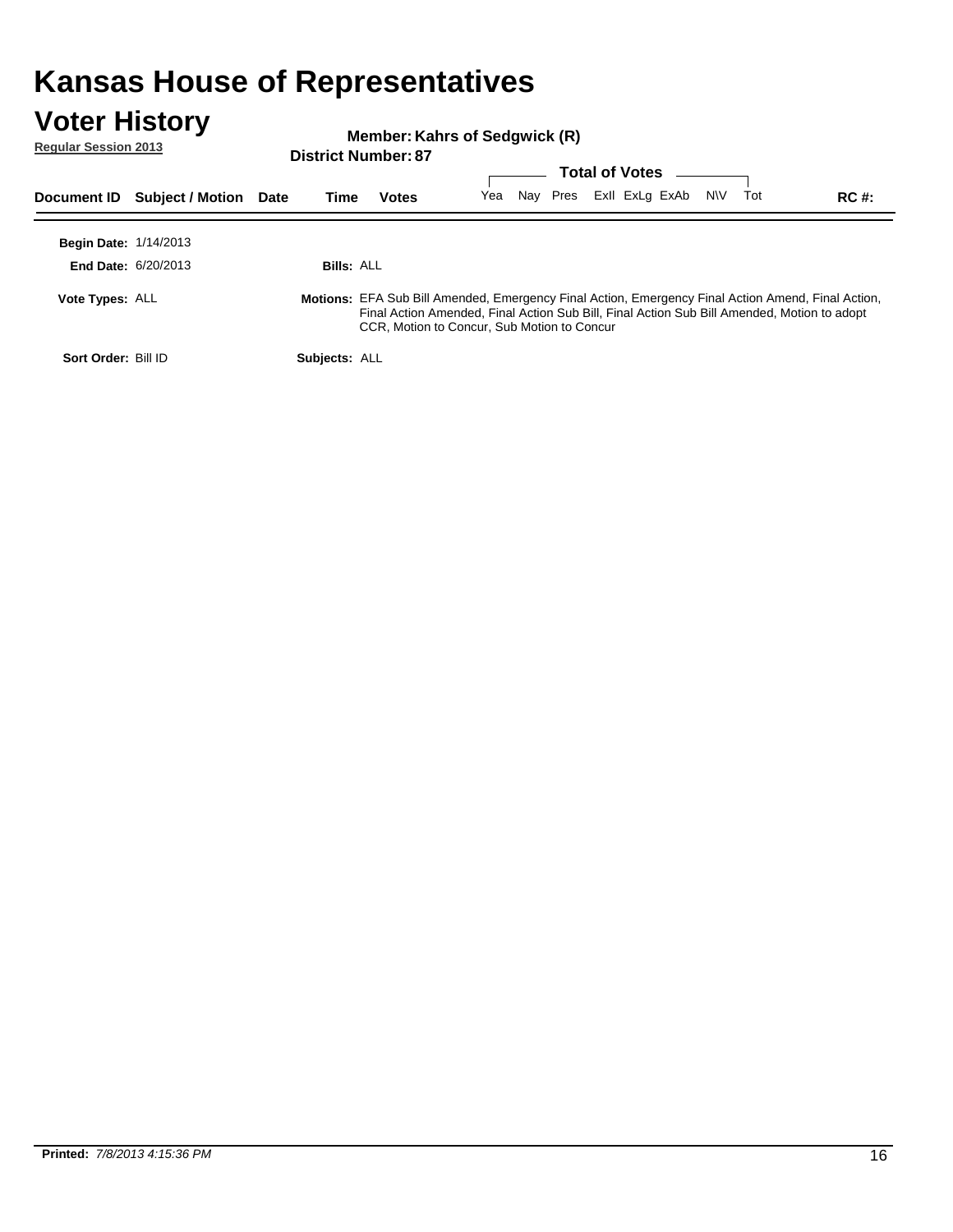# Kansas House of Representatives

## Voter History

**Regular Session 2013**

**Member:** Kahrs of Sedgwick (R)

**District Number:** 87

| Document ID | Subject / Motion | Date | Time | Votes | Yea | Nay | Pres | ExII | ExLg | ExAb | N\V | Tot | RC #: |
|---|---|---|---|---|---|---|---|---|---|---|---|---|---|

**Begin Date:** 1/14/2013

**End Date:** 6/20/2013

**Bills:** ALL

**Vote Types:** ALL

**Motions:** EFA Sub Bill Amended, Emergency Final Action, Emergency Final Action Amend, Final Action, Final Action Amended, Final Action Sub Bill, Final Action Sub Bill Amended, Motion to adopt CCR, Motion to Concur, Sub Motion to Concur

**Sort Order:** Bill ID

**Subjects:** ALL

**Printed:** *7/8/2013 4:15:36 PM*